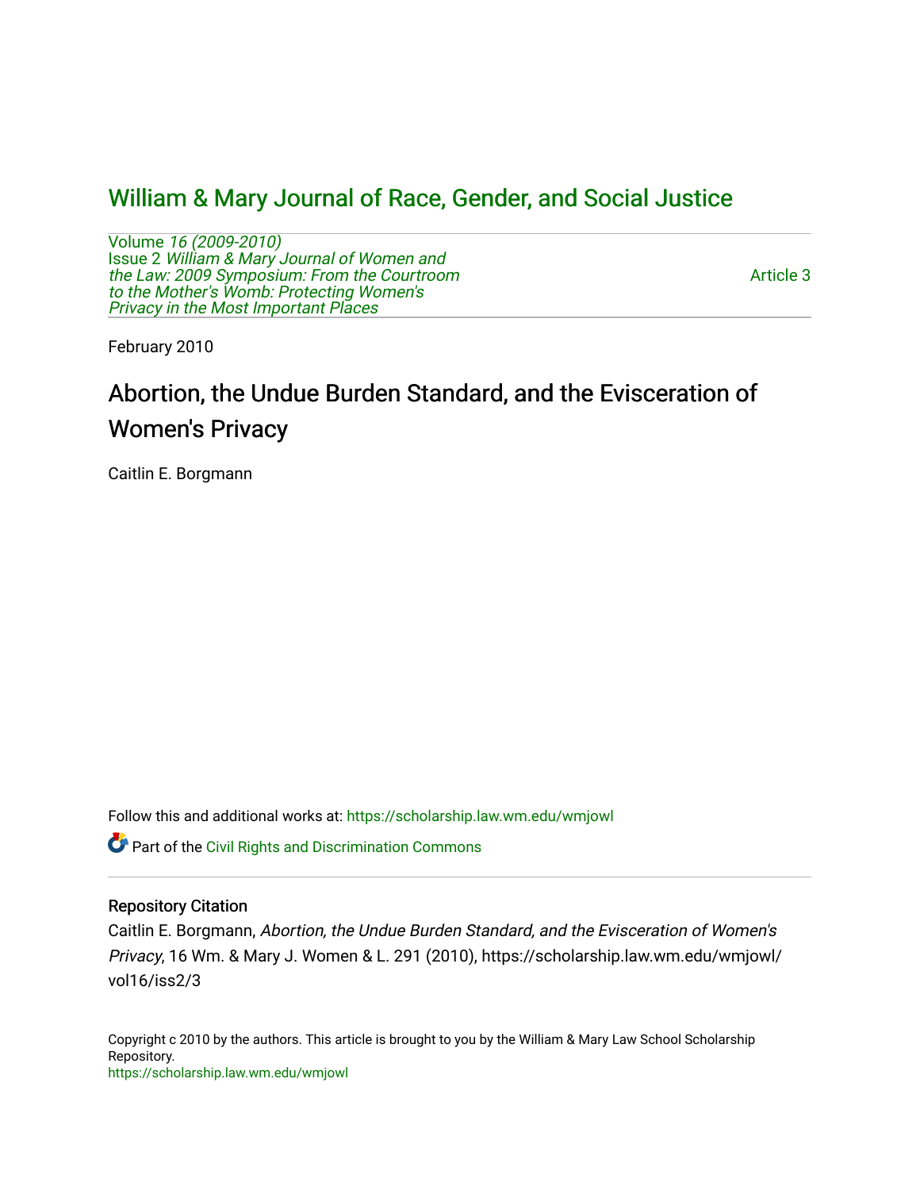# William & Mary Journal of Race, Gender, and Social Justice

Volume *16 (2009-2010)*
Issue 2 *William & Mary Journal of Women and the Law: 2009 Symposium: From the Courtroom to the Mother's Womb: Protecting Women's Privacy in the Most Important Places*

Article 3

February 2010

## Abortion, the Undue Burden Standard, and the Evisceration of Women's Privacy

Caitlin E. Borgmann

Follow this and additional works at: https://scholarship.law.wm.edu/wmjowl

Part of the Civil Rights and Discrimination Commons

### Repository Citation

Caitlin E. Borgmann, *Abortion, the Undue Burden Standard, and the Evisceration of Women's Privacy*, 16 Wm. & Mary J. Women & L. 291 (2010), https://scholarship.law.wm.edu/wmjowl/vol16/iss2/3

Copyright c 2010 by the authors. This article is brought to you by the William & Mary Law School Scholarship Repository.
https://scholarship.law.wm.edu/wmjowl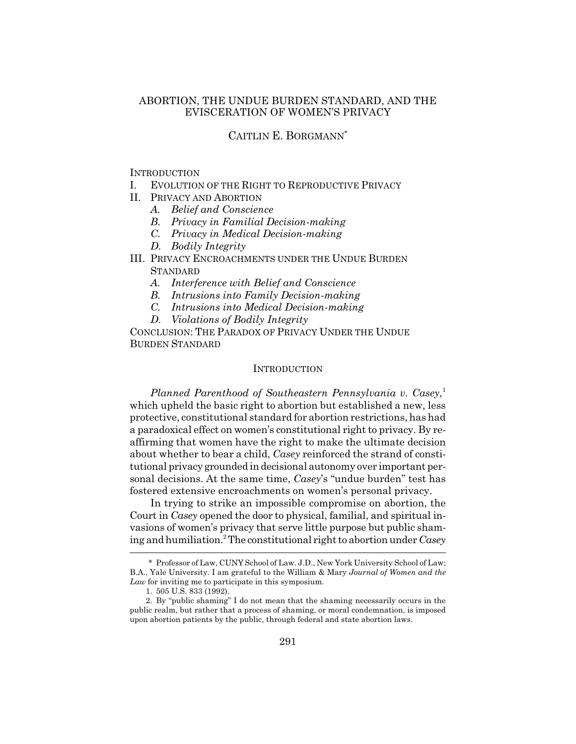# ABORTION, THE UNDUE BURDEN STANDARD, AND THE EVISCERATION OF WOMEN'S PRIVACY

CAITLIN E. BORGMANN*

INTRODUCTION
I. EVOLUTION OF THE RIGHT TO REPRODUCTIVE PRIVACY
II. PRIVACY AND ABORTION
   A. *Belief and Conscience*
   B. *Privacy in Familial Decision-making*
   C. *Privacy in Medical Decision-making*
   D. *Bodily Integrity*
III. PRIVACY ENCROACHMENTS UNDER THE UNDUE BURDEN STANDARD
   A. *Interference with Belief and Conscience*
   B. *Intrusions into Family Decision-making*
   C. *Intrusions into Medical Decision-making*
   D. *Violations of Bodily Integrity*
CONCLUSION: THE PARADOX OF PRIVACY UNDER THE UNDUE BURDEN STANDARD

## INTRODUCTION

*Planned Parenthood of Southeastern Pennsylvania v. Casey*,[1] which upheld the basic right to abortion but established a new, less protective, constitutional standard for abortion restrictions, has had a paradoxical effect on women's constitutional right to privacy. By reaffirming that women have the right to make the ultimate decision about whether to bear a child, *Casey* reinforced the strand of constitutional privacy grounded in decisional autonomy over important personal decisions. At the same time, *Casey*'s "undue burden" test has fostered extensive encroachments on women's personal privacy.

In trying to strike an impossible compromise on abortion, the Court in *Casey* opened the door to physical, familial, and spiritual invasions of women's privacy that serve little purpose but public shaming and humiliation.[2] The constitutional right to abortion under *Casey*

---

\* Professor of Law, CUNY School of Law. J.D., New York University School of Law; B.A., Yale University. I am grateful to the William & Mary *Journal of Women and the Law* for inviting me to participate in this symposium.

1. 505 U.S. 833 (1992).

2. By "public shaming" I do not mean that the shaming necessarily occurs in the public realm, but rather that a process of shaming, or moral condemnation, is imposed upon abortion patients by the public, through federal and state abortion laws.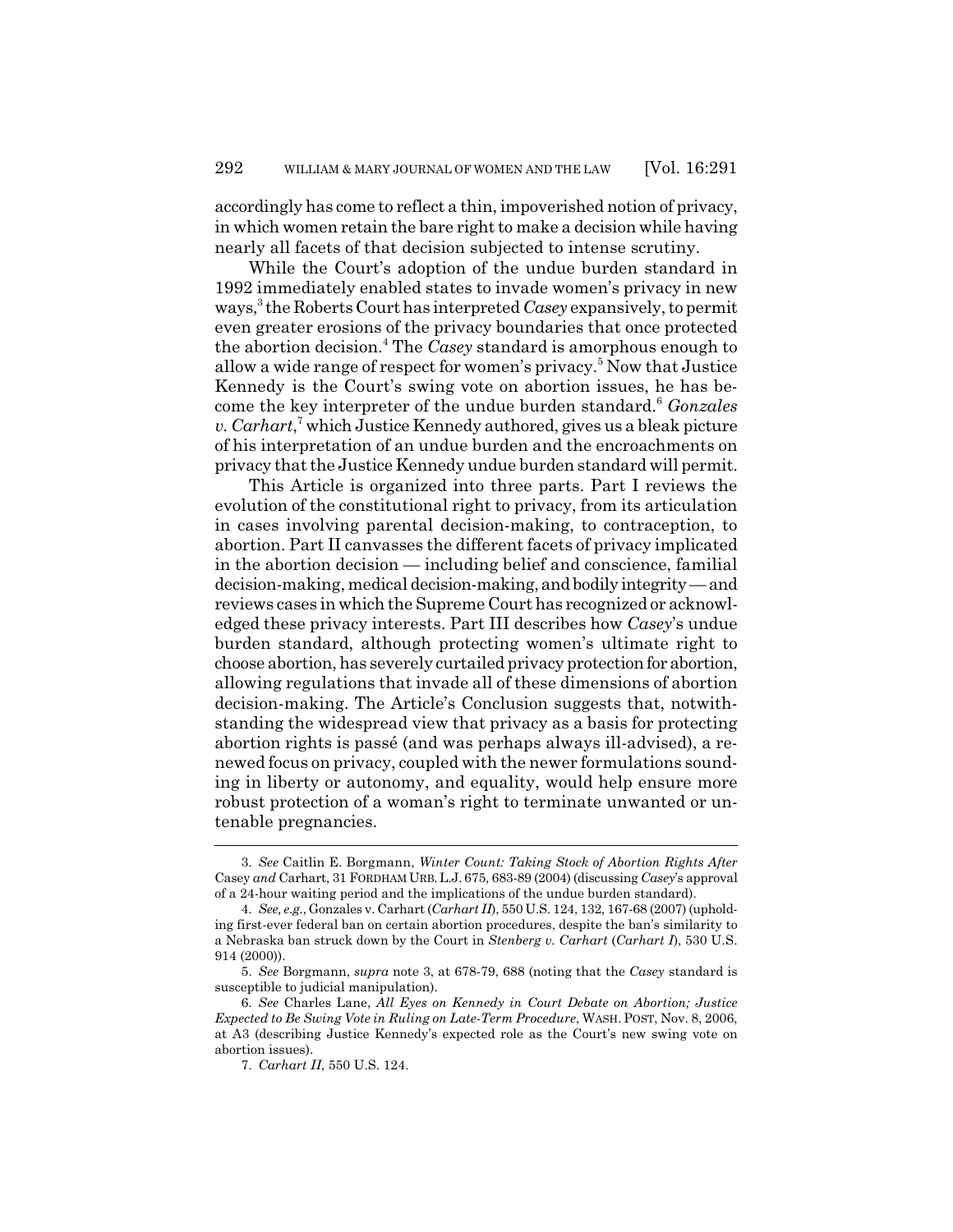accordingly has come to reflect a thin, impoverished notion of privacy, in which women retain the bare right to make a decision while having nearly all facets of that decision subjected to intense scrutiny.

While the Court's adoption of the undue burden standard in 1992 immediately enabled states to invade women's privacy in new ways,[3] the Roberts Court has interpreted *Casey* expansively, to permit even greater erosions of the privacy boundaries that once protected the abortion decision.[4] The *Casey* standard is amorphous enough to allow a wide range of respect for women's privacy.[5] Now that Justice Kennedy is the Court's swing vote on abortion issues, he has become the key interpreter of the undue burden standard.[6] *Gonzales v. Carhart*,[7] which Justice Kennedy authored, gives us a bleak picture of his interpretation of an undue burden and the encroachments on privacy that the Justice Kennedy undue burden standard will permit.

This Article is organized into three parts. Part I reviews the evolution of the constitutional right to privacy, from its articulation in cases involving parental decision-making, to contraception, to abortion. Part II canvasses the different facets of privacy implicated in the abortion decision — including belief and conscience, familial decision-making, medical decision-making, and bodily integrity — and reviews cases in which the Supreme Court has recognized or acknowledged these privacy interests. Part III describes how *Casey*'s undue burden standard, although protecting women's ultimate right to choose abortion, has severely curtailed privacy protection for abortion, allowing regulations that invade all of these dimensions of abortion decision-making. The Article's Conclusion suggests that, notwithstanding the widespread view that privacy as a basis for protecting abortion rights is passé (and was perhaps always ill-advised), a renewed focus on privacy, coupled with the newer formulations sounding in liberty or autonomy, and equality, would help ensure more robust protection of a woman's right to terminate unwanted or untenable pregnancies.

---

3. *See* Caitlin E. Borgmann, *Winter Count: Taking Stock of Abortion Rights After* Casey *and* Carhart, 31 FORDHAM URB. L.J. 675, 683-89 (2004) (discussing *Casey*'s approval of a 24-hour waiting period and the implications of the undue burden standard).

4. *See, e.g.*, Gonzales v. Carhart (*Carhart II*), 550 U.S. 124, 132, 167-68 (2007) (upholding first-ever federal ban on certain abortion procedures, despite the ban's similarity to a Nebraska ban struck down by the Court in *Stenberg v. Carhart* (*Carhart I*), 530 U.S. 914 (2000)).

5. *See* Borgmann, *supra* note 3, at 678-79, 688 (noting that the *Casey* standard is susceptible to judicial manipulation).

6. *See* Charles Lane, *All Eyes on Kennedy in Court Debate on Abortion; Justice Expected to Be Swing Vote in Ruling on Late-Term Procedure*, WASH. POST, Nov. 8, 2006, at A3 (describing Justice Kennedy's expected role as the Court's new swing vote on abortion issues).

7. *Carhart II*, 550 U.S. 124.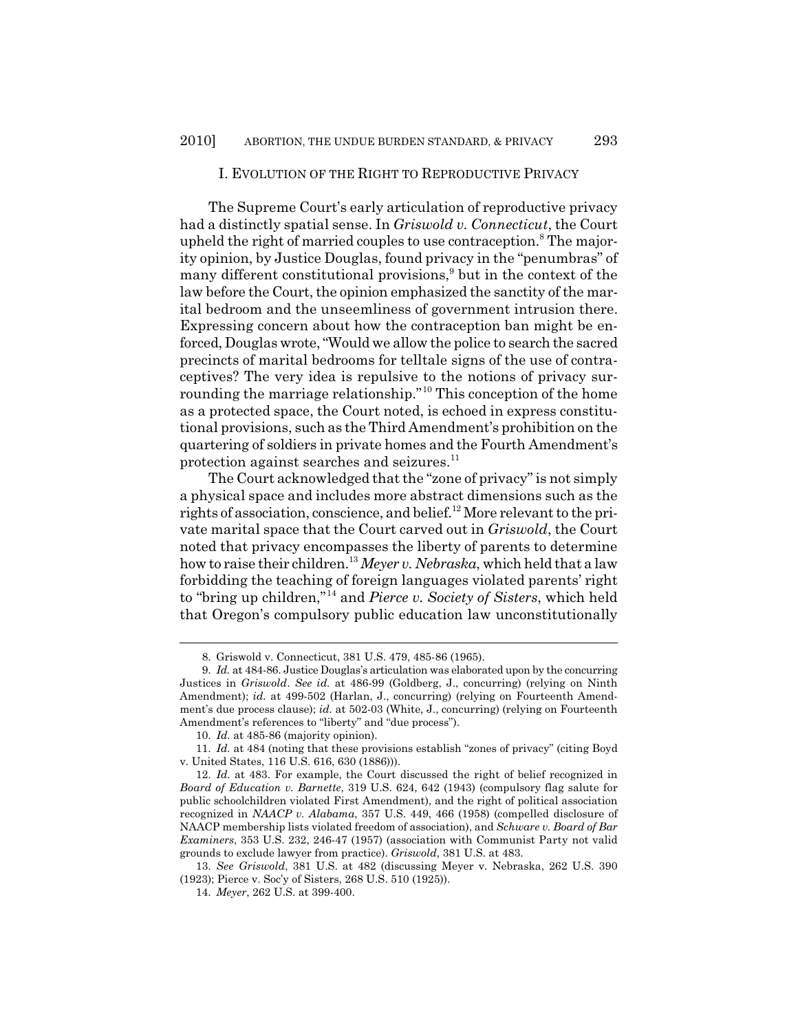## I. Evolution of the Right to Reproductive Privacy

The Supreme Court's early articulation of reproductive privacy had a distinctly spatial sense. In *Griswold v. Connecticut*, the Court upheld the right of married couples to use contraception.[8] The majority opinion, by Justice Douglas, found privacy in the "penumbras" of many different constitutional provisions,[9] but in the context of the law before the Court, the opinion emphasized the sanctity of the marital bedroom and the unseemliness of government intrusion there. Expressing concern about how the contraception ban might be enforced, Douglas wrote, "Would we allow the police to search the sacred precincts of marital bedrooms for telltale signs of the use of contraceptives? The very idea is repulsive to the notions of privacy surrounding the marriage relationship."[10] This conception of the home as a protected space, the Court noted, is echoed in express constitutional provisions, such as the Third Amendment's prohibition on the quartering of soldiers in private homes and the Fourth Amendment's protection against searches and seizures.[11]

The Court acknowledged that the "zone of privacy" is not simply a physical space and includes more abstract dimensions such as the rights of association, conscience, and belief.[12] More relevant to the private marital space that the Court carved out in *Griswold*, the Court noted that privacy encompasses the liberty of parents to determine how to raise their children.[13] *Meyer v. Nebraska*, which held that a law forbidding the teaching of foreign languages violated parents' right to "bring up children,"[14] and *Pierce v. Society of Sisters*, which held that Oregon's compulsory public education law unconstitutionally

---

8. Griswold v. Connecticut, 381 U.S. 479, 485-86 (1965).

9. *Id.* at 484-86. Justice Douglas's articulation was elaborated upon by the concurring Justices in *Griswold*. *See id.* at 486-99 (Goldberg, J., concurring) (relying on Ninth Amendment); *id.* at 499-502 (Harlan, J., concurring) (relying on Fourteenth Amendment's due process clause); *id.* at 502-03 (White, J., concurring) (relying on Fourteenth Amendment's references to "liberty" and "due process").

10. *Id.* at 485-86 (majority opinion).

11. *Id.* at 484 (noting that these provisions establish "zones of privacy" (citing Boyd v. United States, 116 U.S. 616, 630 (1886))).

12. *Id.* at 483. For example, the Court discussed the right of belief recognized in *Board of Education v. Barnette*, 319 U.S. 624, 642 (1943) (compulsory flag salute for public schoolchildren violated First Amendment), and the right of political association recognized in *NAACP v. Alabama*, 357 U.S. 449, 466 (1958) (compelled disclosure of NAACP membership lists violated freedom of association), and *Schware v. Board of Bar Examiners*, 353 U.S. 232, 246-47 (1957) (association with Communist Party not valid grounds to exclude lawyer from practice). *Griswold*, 381 U.S. at 483.

13. *See Griswold*, 381 U.S. at 482 (discussing Meyer v. Nebraska, 262 U.S. 390 (1923); Pierce v. Soc'y of Sisters, 268 U.S. 510 (1925)).

14. *Meyer*, 262 U.S. at 399-400.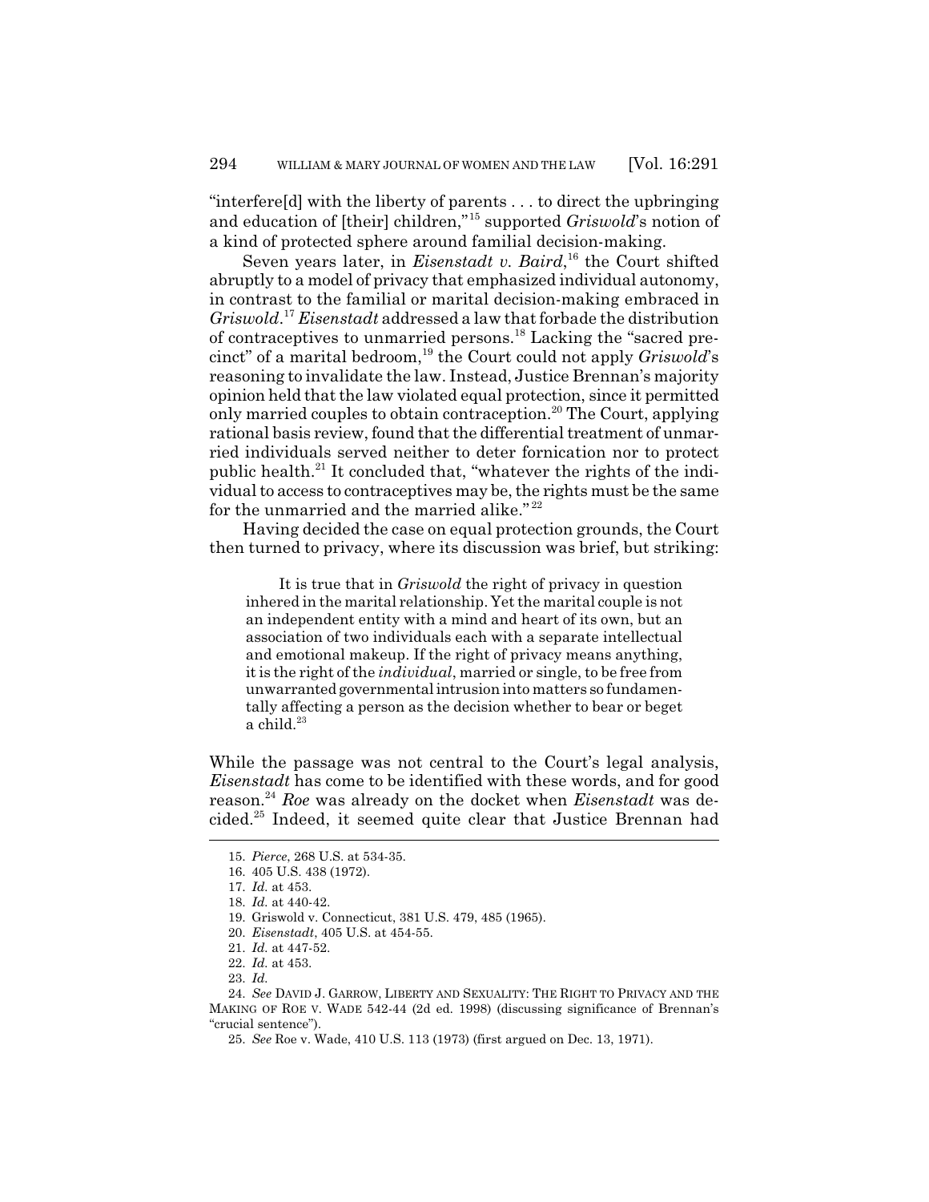"interfere[d] with the liberty of parents . . . to direct the upbringing and education of [their] children,"[15] supported *Griswold*'s notion of a kind of protected sphere around familial decision-making.

Seven years later, in *Eisenstadt v. Baird*,[16] the Court shifted abruptly to a model of privacy that emphasized individual autonomy, in contrast to the familial or marital decision-making embraced in *Griswold*.[17] *Eisenstadt* addressed a law that forbade the distribution of contraceptives to unmarried persons.[18] Lacking the "sacred precinct" of a marital bedroom,[19] the Court could not apply *Griswold*'s reasoning to invalidate the law. Instead, Justice Brennan's majority opinion held that the law violated equal protection, since it permitted only married couples to obtain contraception.[20] The Court, applying rational basis review, found that the differential treatment of unmarried individuals served neither to deter fornication nor to protect public health.[21] It concluded that, "whatever the rights of the individual to access to contraceptives may be, the rights must be the same for the unmarried and the married alike."[22]

Having decided the case on equal protection grounds, the Court then turned to privacy, where its discussion was brief, but striking:

> It is true that in *Griswold* the right of privacy in question inhered in the marital relationship. Yet the marital couple is not an independent entity with a mind and heart of its own, but an association of two individuals each with a separate intellectual and emotional makeup. If the right of privacy means anything, it is the right of the *individual*, married or single, to be free from unwarranted governmental intrusion into matters so fundamentally affecting a person as the decision whether to bear or beget a child.[23]

While the passage was not central to the Court's legal analysis, *Eisenstadt* has come to be identified with these words, and for good reason.[24] *Roe* was already on the docket when *Eisenstadt* was decided.[25] Indeed, it seemed quite clear that Justice Brennan had

15. *Pierce*, 268 U.S. at 534-35.
16. 405 U.S. 438 (1972).
17. *Id.* at 453.
18. *Id.* at 440-42.
19. Griswold v. Connecticut, 381 U.S. 479, 485 (1965).
20. *Eisenstadt*, 405 U.S. at 454-55.
21. *Id.* at 447-52.
22. *Id.* at 453.
23. *Id.*
24. *See* DAVID J. GARROW, LIBERTY AND SEXUALITY: THE RIGHT TO PRIVACY AND THE MAKING OF ROE V. WADE 542-44 (2d ed. 1998) (discussing significance of Brennan's "crucial sentence").
25. *See* Roe v. Wade, 410 U.S. 113 (1973) (first argued on Dec. 13, 1971).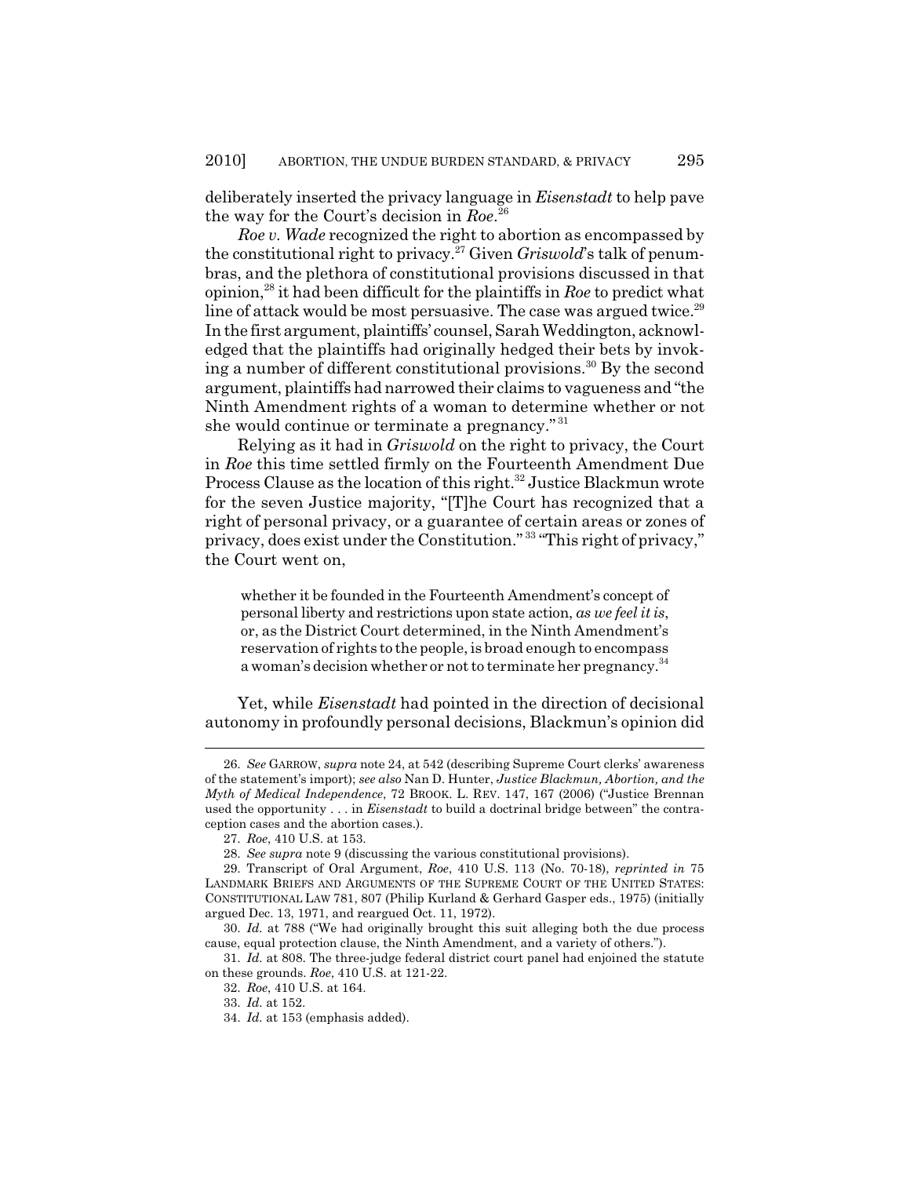deliberately inserted the privacy language in *Eisenstadt* to help pave the way for the Court's decision in *Roe*.[26]

*Roe v. Wade* recognized the right to abortion as encompassed by the constitutional right to privacy.[27] Given *Griswold*'s talk of penumbras, and the plethora of constitutional provisions discussed in that opinion,[28] it had been difficult for the plaintiffs in *Roe* to predict what line of attack would be most persuasive. The case was argued twice.[29] In the first argument, plaintiffs' counsel, Sarah Weddington, acknowledged that the plaintiffs had originally hedged their bets by invoking a number of different constitutional provisions.[30] By the second argument, plaintiffs had narrowed their claims to vagueness and "the Ninth Amendment rights of a woman to determine whether or not she would continue or terminate a pregnancy."[31]

Relying as it had in *Griswold* on the right to privacy, the Court in *Roe* this time settled firmly on the Fourteenth Amendment Due Process Clause as the location of this right.[32] Justice Blackmun wrote for the seven Justice majority, "[T]he Court has recognized that a right of personal privacy, or a guarantee of certain areas or zones of privacy, does exist under the Constitution."[33] "This right of privacy," the Court went on,

> whether it be founded in the Fourteenth Amendment's concept of personal liberty and restrictions upon state action, *as we feel it is*, or, as the District Court determined, in the Ninth Amendment's reservation of rights to the people, is broad enough to encompass a woman's decision whether or not to terminate her pregnancy.[34]

Yet, while *Eisenstadt* had pointed in the direction of decisional autonomy in profoundly personal decisions, Blackmun's opinion did

---

26. *See* GARROW, *supra* note 24, at 542 (describing Supreme Court clerks' awareness of the statement's import); *see also* Nan D. Hunter, *Justice Blackmun, Abortion, and the Myth of Medical Independence*, 72 BROOK. L. REV. 147, 167 (2006) ("Justice Brennan used the opportunity . . . in *Eisenstadt* to build a doctrinal bridge between" the contraception cases and the abortion cases.).

27. *Roe*, 410 U.S. at 153.

28. *See supra* note 9 (discussing the various constitutional provisions).

29. Transcript of Oral Argument, *Roe*, 410 U.S. 113 (No. 70-18), *reprinted in* 75 LANDMARK BRIEFS AND ARGUMENTS OF THE SUPREME COURT OF THE UNITED STATES: CONSTITUTIONAL LAW 781, 807 (Philip Kurland & Gerhard Gasper eds., 1975) (initially argued Dec. 13, 1971, and reargued Oct. 11, 1972).

30. *Id.* at 788 ("We had originally brought this suit alleging both the due process cause, equal protection clause, the Ninth Amendment, and a variety of others.").

31. *Id.* at 808. The three-judge federal district court panel had enjoined the statute on these grounds. *Roe*, 410 U.S. at 121-22.

32. *Roe*, 410 U.S. at 164.

33. *Id.* at 152.

34. *Id.* at 153 (emphasis added).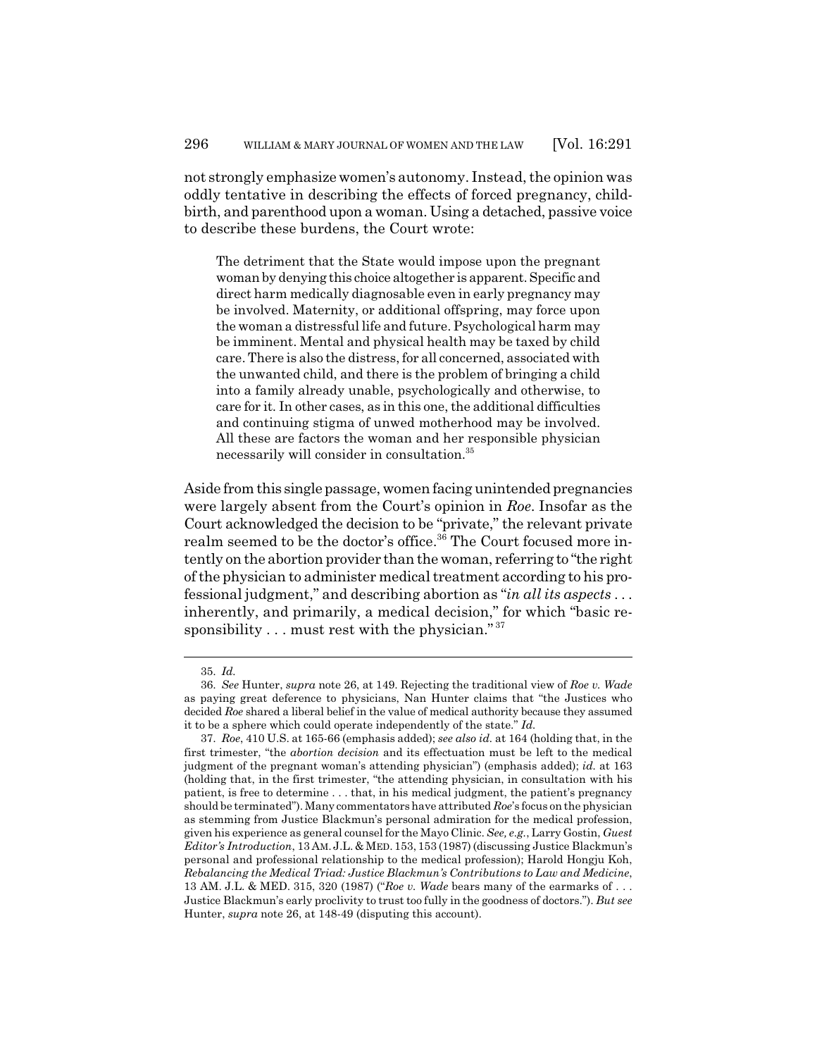not strongly emphasize women's autonomy. Instead, the opinion was oddly tentative in describing the effects of forced pregnancy, childbirth, and parenthood upon a woman. Using a detached, passive voice to describe these burdens, the Court wrote:

> The detriment that the State would impose upon the pregnant woman by denying this choice altogether is apparent. Specific and direct harm medically diagnosable even in early pregnancy may be involved. Maternity, or additional offspring, may force upon the woman a distressful life and future. Psychological harm may be imminent. Mental and physical health may be taxed by child care. There is also the distress, for all concerned, associated with the unwanted child, and there is the problem of bringing a child into a family already unable, psychologically and otherwise, to care for it. In other cases, as in this one, the additional difficulties and continuing stigma of unwed motherhood may be involved. All these are factors the woman and her responsible physician necessarily will consider in consultation.[35]

Aside from this single passage, women facing unintended pregnancies were largely absent from the Court's opinion in *Roe*. Insofar as the Court acknowledged the decision to be "private," the relevant private realm seemed to be the doctor's office.[36] The Court focused more intently on the abortion provider than the woman, referring to "the right of the physician to administer medical treatment according to his professional judgment," and describing abortion as "*in all its aspects* . . . inherently, and primarily, a medical decision," for which "basic responsibility . . . must rest with the physician."[37]

---

35. *Id.*

36. *See* Hunter, *supra* note 26, at 149. Rejecting the traditional view of *Roe v. Wade* as paying great deference to physicians, Nan Hunter claims that "the Justices who decided *Roe* shared a liberal belief in the value of medical authority because they assumed it to be a sphere which could operate independently of the state." *Id.*

37. *Roe*, 410 U.S. at 165-66 (emphasis added); *see also id.* at 164 (holding that, in the first trimester, "the *abortion decision* and its effectuation must be left to the medical judgment of the pregnant woman's attending physician") (emphasis added); *id.* at 163 (holding that, in the first trimester, "the attending physician, in consultation with his patient, is free to determine . . . that, in his medical judgment, the patient's pregnancy should be terminated"). Many commentators have attributed *Roe*'s focus on the physician as stemming from Justice Blackmun's personal admiration for the medical profession, given his experience as general counsel for the Mayo Clinic. *See, e.g.*, Larry Gostin, *Guest Editor's Introduction*, 13 AM. J.L. & MED. 153, 153 (1987) (discussing Justice Blackmun's personal and professional relationship to the medical profession); Harold Hongju Koh, *Rebalancing the Medical Triad: Justice Blackmun's Contributions to Law and Medicine*, 13 AM. J.L. & MED. 315, 320 (1987) ("*Roe v. Wade* bears many of the earmarks of . . . Justice Blackmun's early proclivity to trust too fully in the goodness of doctors."). *But see* Hunter, *supra* note 26, at 148-49 (disputing this account).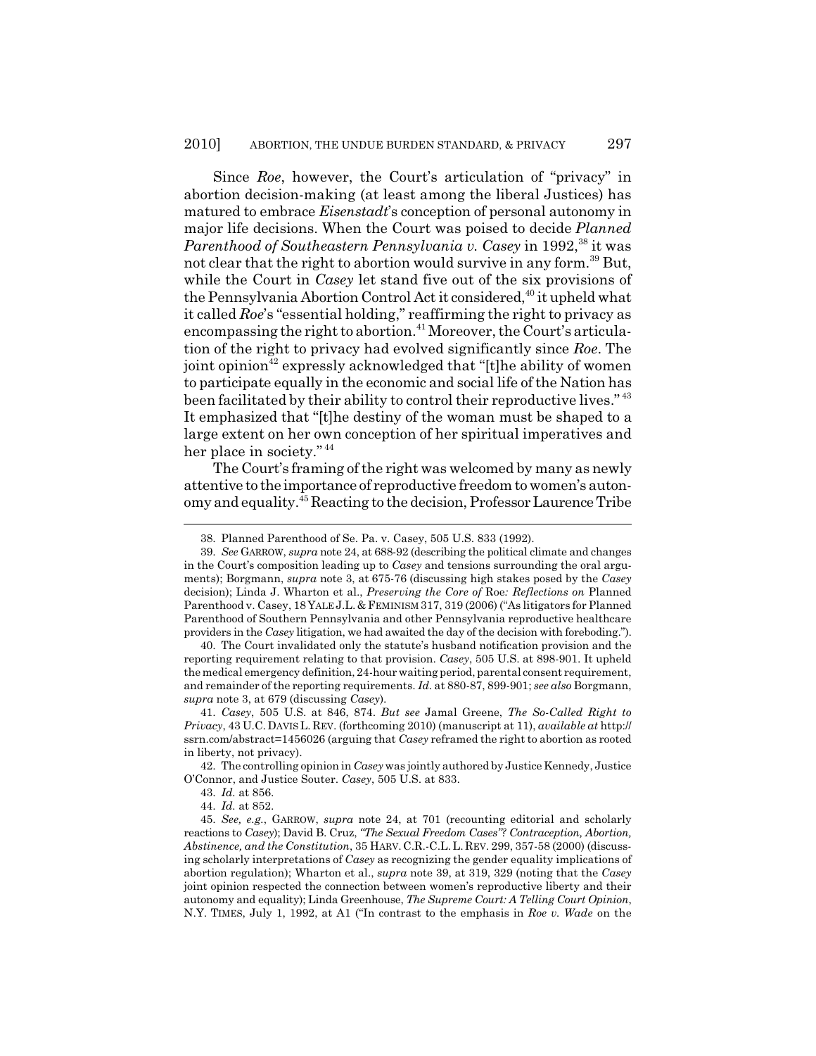Since *Roe*, however, the Court's articulation of "privacy" in abortion decision-making (at least among the liberal Justices) has matured to embrace *Eisenstadt*'s conception of personal autonomy in major life decisions. When the Court was poised to decide *Planned Parenthood of Southeastern Pennsylvania v. Casey* in 1992,[38] it was not clear that the right to abortion would survive in any form.[39] But, while the Court in *Casey* let stand five out of the six provisions of the Pennsylvania Abortion Control Act it considered,[40] it upheld what it called *Roe*'s "essential holding," reaffirming the right to privacy as encompassing the right to abortion.[41] Moreover, the Court's articulation of the right to privacy had evolved significantly since *Roe*. The joint opinion[42] expressly acknowledged that "[t]he ability of women to participate equally in the economic and social life of the Nation has been facilitated by their ability to control their reproductive lives."[43] It emphasized that "[t]he destiny of the woman must be shaped to a large extent on her own conception of her spiritual imperatives and her place in society."[44]

The Court's framing of the right was welcomed by many as newly attentive to the importance of reproductive freedom to women's autonomy and equality.[45] Reacting to the decision, Professor Laurence Tribe

---

38. Planned Parenthood of Se. Pa. v. Casey, 505 U.S. 833 (1992).

39. *See* GARROW, *supra* note 24, at 688-92 (describing the political climate and changes in the Court's composition leading up to *Casey* and tensions surrounding the oral arguments); Borgmann, *supra* note 3, at 675-76 (discussing high stakes posed by the *Casey* decision); Linda J. Wharton et al., *Preserving the Core of* Roe*: Reflections on* Planned Parenthood v. Casey, 18 YALE J.L. & FEMINISM 317, 319 (2006) ("As litigators for Planned Parenthood of Southern Pennsylvania and other Pennsylvania reproductive healthcare providers in the *Casey* litigation, we had awaited the day of the decision with foreboding.").

40. The Court invalidated only the statute's husband notification provision and the reporting requirement relating to that provision. *Casey*, 505 U.S. at 898-901. It upheld the medical emergency definition, 24-hour waiting period, parental consent requirement, and remainder of the reporting requirements. *Id.* at 880-87, 899-901; *see also* Borgmann, *supra* note 3, at 679 (discussing *Casey*).

41. *Casey*, 505 U.S. at 846, 874. *But see* Jamal Greene, *The So-Called Right to Privacy*, 43 U.C. DAVIS L. REV. (forthcoming 2010) (manuscript at 11), *available at* http://ssrn.com/abstract=1456026 (arguing that *Casey* reframed the right to abortion as rooted in liberty, not privacy).

42. The controlling opinion in *Casey* was jointly authored by Justice Kennedy, Justice O'Connor, and Justice Souter. *Casey*, 505 U.S. at 833.

43. *Id.* at 856.

44. *Id.* at 852.

45. *See, e.g.*, GARROW, *supra* note 24, at 701 (recounting editorial and scholarly reactions to *Casey*); David B. Cruz, *"The Sexual Freedom Cases"? Contraception, Abortion, Abstinence, and the Constitution*, 35 HARV. C.R.-C.L. L. REV. 299, 357-58 (2000) (discussing scholarly interpretations of *Casey* as recognizing the gender equality implications of abortion regulation); Wharton et al., *supra* note 39, at 319, 329 (noting that the *Casey* joint opinion respected the connection between women's reproductive liberty and their autonomy and equality); Linda Greenhouse, *The Supreme Court: A Telling Court Opinion*, N.Y. TIMES, July 1, 1992, at A1 ("In contrast to the emphasis in *Roe v. Wade* on the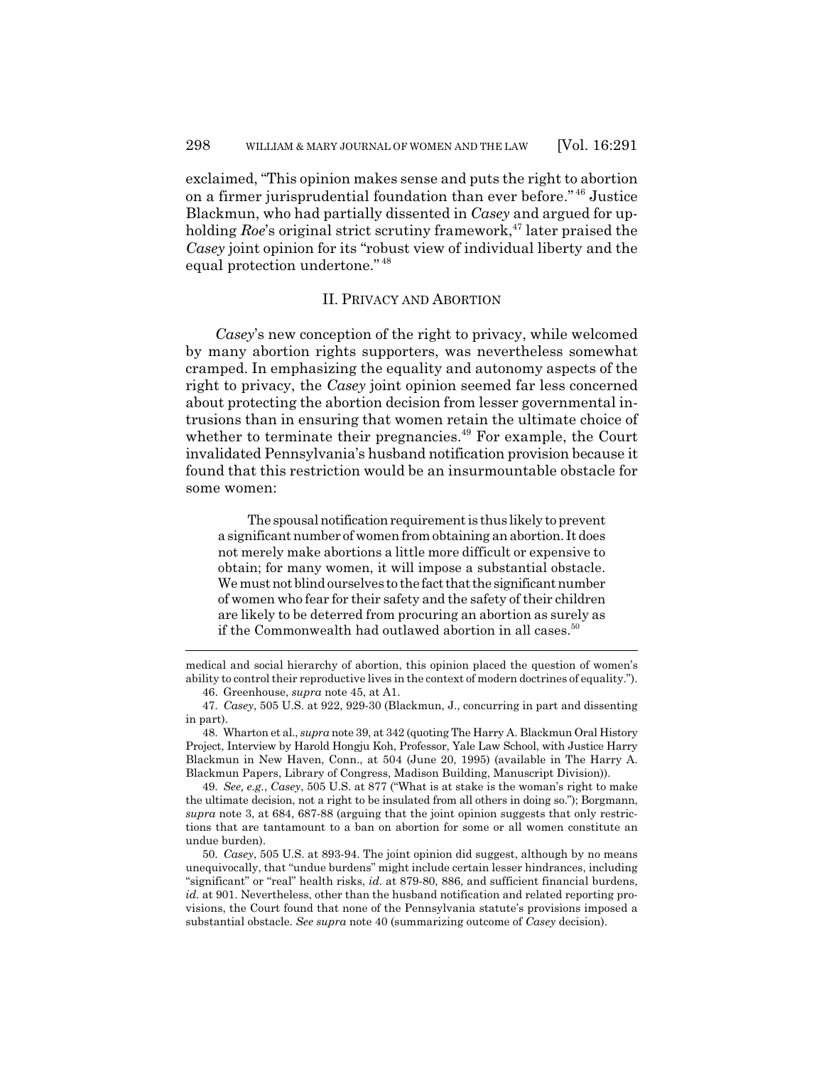exclaimed, "This opinion makes sense and puts the right to abortion on a firmer jurisprudential foundation than ever before."[46] Justice Blackmun, who had partially dissented in *Casey* and argued for upholding *Roe*'s original strict scrutiny framework,[47] later praised the *Casey* joint opinion for its "robust view of individual liberty and the equal protection undertone."[48]

## II. PRIVACY AND ABORTION

*Casey*'s new conception of the right to privacy, while welcomed by many abortion rights supporters, was nevertheless somewhat cramped. In emphasizing the equality and autonomy aspects of the right to privacy, the *Casey* joint opinion seemed far less concerned about protecting the abortion decision from lesser governmental intrusions than in ensuring that women retain the ultimate choice of whether to terminate their pregnancies.[49] For example, the Court invalidated Pennsylvania's husband notification provision because it found that this restriction would be an insurmountable obstacle for some women:

> The spousal notification requirement is thus likely to prevent a significant number of women from obtaining an abortion. It does not merely make abortions a little more difficult or expensive to obtain; for many women, it will impose a substantial obstacle. We must not blind ourselves to the fact that the significant number of women who fear for their safety and the safety of their children are likely to be deterred from procuring an abortion as surely as if the Commonwealth had outlawed abortion in all cases.[50]

---

medical and social hierarchy of abortion, this opinion placed the question of women's ability to control their reproductive lives in the context of modern doctrines of equality.").

46. Greenhouse, *supra* note 45, at A1.

47. *Casey*, 505 U.S. at 922, 929-30 (Blackmun, J., concurring in part and dissenting in part).

48. Wharton et al., *supra* note 39, at 342 (quoting The Harry A. Blackmun Oral History Project, Interview by Harold Hongju Koh, Professor, Yale Law School, with Justice Harry Blackmun in New Haven, Conn., at 504 (June 20, 1995) (available in The Harry A. Blackmun Papers, Library of Congress, Madison Building, Manuscript Division)).

49. *See, e.g.*, *Casey*, 505 U.S. at 877 ("What is at stake is the woman's right to make the ultimate decision, not a right to be insulated from all others in doing so."); Borgmann, *supra* note 3, at 684, 687-88 (arguing that the joint opinion suggests that only restrictions that are tantamount to a ban on abortion for some or all women constitute an undue burden).

50. *Casey*, 505 U.S. at 893-94. The joint opinion did suggest, although by no means unequivocally, that "undue burdens" might include certain lesser hindrances, including "significant" or "real" health risks, *id.* at 879-80, 886, and sufficient financial burdens, *id.* at 901. Nevertheless, other than the husband notification and related reporting provisions, the Court found that none of the Pennsylvania statute's provisions imposed a substantial obstacle. *See supra* note 40 (summarizing outcome of *Casey* decision).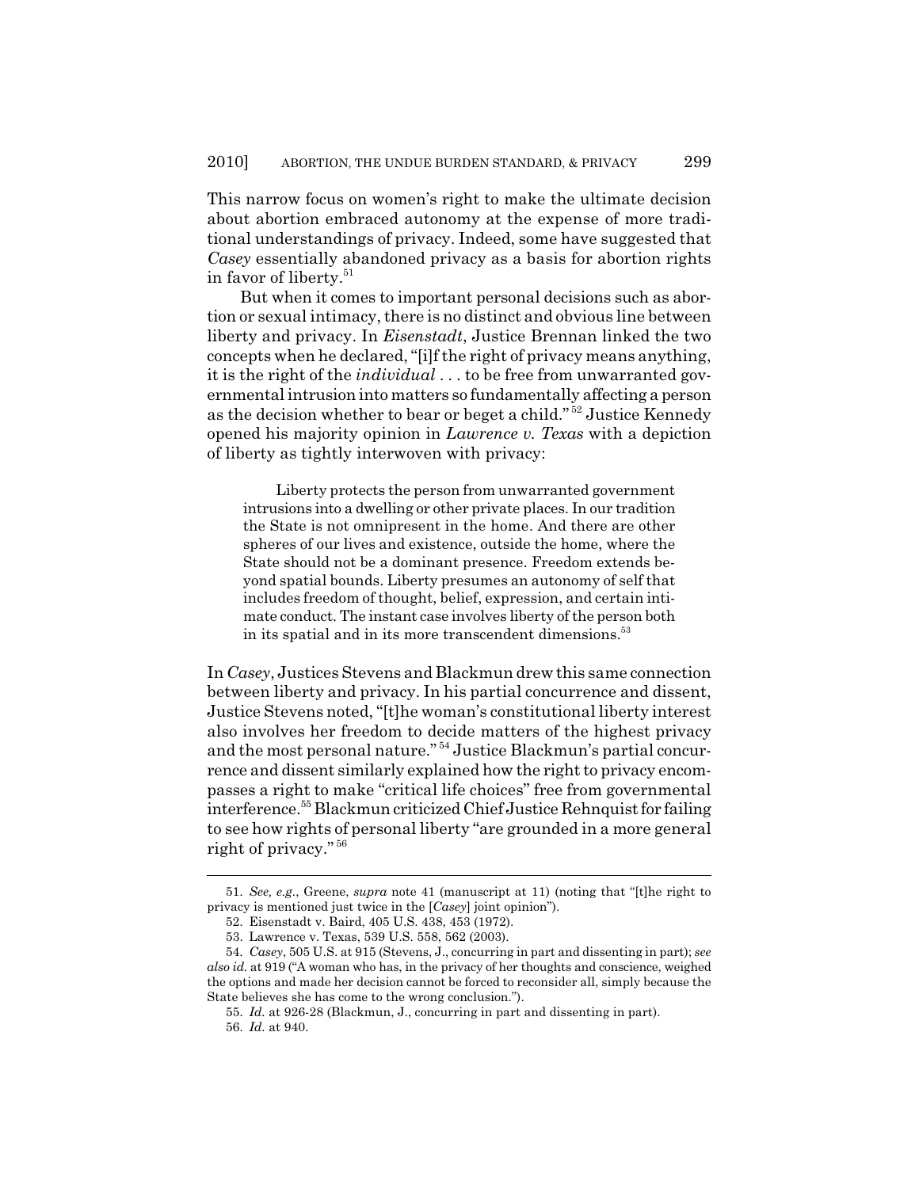This narrow focus on women's right to make the ultimate decision about abortion embraced autonomy at the expense of more traditional understandings of privacy. Indeed, some have suggested that *Casey* essentially abandoned privacy as a basis for abortion rights in favor of liberty.[51]

But when it comes to important personal decisions such as abortion or sexual intimacy, there is no distinct and obvious line between liberty and privacy. In *Eisenstadt*, Justice Brennan linked the two concepts when he declared, "[i]f the right of privacy means anything, it is the right of the *individual* . . . to be free from unwarranted governmental intrusion into matters so fundamentally affecting a person as the decision whether to bear or beget a child."[52] Justice Kennedy opened his majority opinion in *Lawrence v. Texas* with a depiction of liberty as tightly interwoven with privacy:

> Liberty protects the person from unwarranted government intrusions into a dwelling or other private places. In our tradition the State is not omnipresent in the home. And there are other spheres of our lives and existence, outside the home, where the State should not be a dominant presence. Freedom extends beyond spatial bounds. Liberty presumes an autonomy of self that includes freedom of thought, belief, expression, and certain intimate conduct. The instant case involves liberty of the person both in its spatial and in its more transcendent dimensions.[53]

In *Casey*, Justices Stevens and Blackmun drew this same connection between liberty and privacy. In his partial concurrence and dissent, Justice Stevens noted, "[t]he woman's constitutional liberty interest also involves her freedom to decide matters of the highest privacy and the most personal nature."[54] Justice Blackmun's partial concurrence and dissent similarly explained how the right to privacy encompasses a right to make "critical life choices" free from governmental interference.[55] Blackmun criticized Chief Justice Rehnquist for failing to see how rights of personal liberty "are grounded in a more general right of privacy."[56]

---

51. *See, e.g.*, Greene, *supra* note 41 (manuscript at 11) (noting that "[t]he right to privacy is mentioned just twice in the [*Casey*] joint opinion").

52. Eisenstadt v. Baird, 405 U.S. 438, 453 (1972).

53. Lawrence v. Texas, 539 U.S. 558, 562 (2003).

54. *Casey*, 505 U.S. at 915 (Stevens, J., concurring in part and dissenting in part); *see also id.* at 919 ("A woman who has, in the privacy of her thoughts and conscience, weighed the options and made her decision cannot be forced to reconsider all, simply because the State believes she has come to the wrong conclusion.").

55. *Id.* at 926-28 (Blackmun, J., concurring in part and dissenting in part).

56. *Id.* at 940.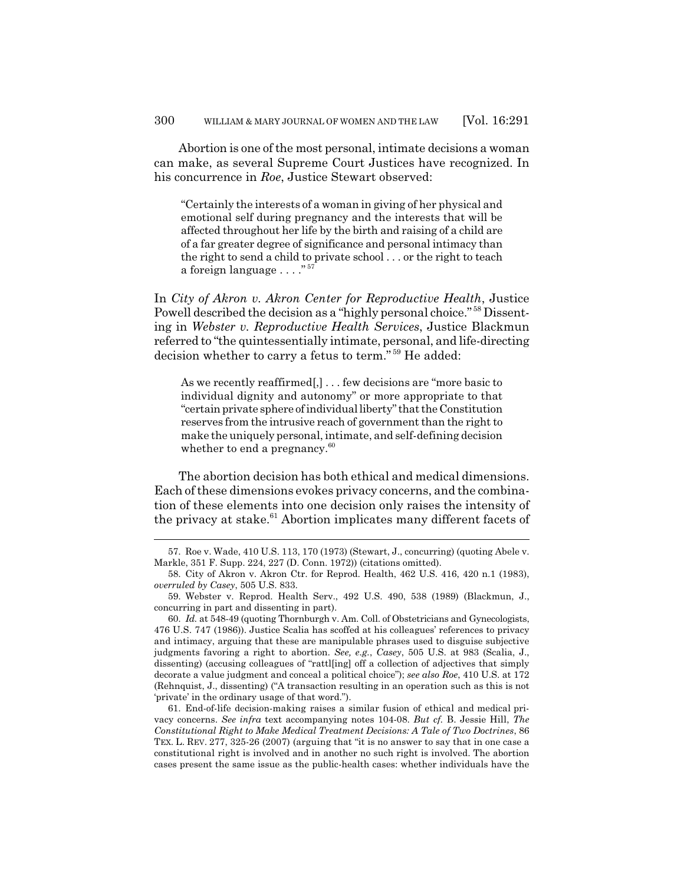Abortion is one of the most personal, intimate decisions a woman can make, as several Supreme Court Justices have recognized. In his concurrence in *Roe*, Justice Stewart observed:

> "Certainly the interests of a woman in giving of her physical and emotional self during pregnancy and the interests that will be affected throughout her life by the birth and raising of a child are of a far greater degree of significance and personal intimacy than the right to send a child to private school . . . or the right to teach a foreign language . . . ."[57]

In *City of Akron v. Akron Center for Reproductive Health*, Justice Powell described the decision as a "highly personal choice."[58] Dissenting in *Webster v. Reproductive Health Services*, Justice Blackmun referred to "the quintessentially intimate, personal, and life-directing decision whether to carry a fetus to term."[59] He added:

> As we recently reaffirmed[,] . . . few decisions are "more basic to individual dignity and autonomy" or more appropriate to that "certain private sphere of individual liberty" that the Constitution reserves from the intrusive reach of government than the right to make the uniquely personal, intimate, and self-defining decision whether to end a pregnancy.[60]

The abortion decision has both ethical and medical dimensions. Each of these dimensions evokes privacy concerns, and the combination of these elements into one decision only raises the intensity of the privacy at stake.[61] Abortion implicates many different facets of

---

57. Roe v. Wade, 410 U.S. 113, 170 (1973) (Stewart, J., concurring) (quoting Abele v. Markle, 351 F. Supp. 224, 227 (D. Conn. 1972)) (citations omitted).

58. City of Akron v. Akron Ctr. for Reprod. Health, 462 U.S. 416, 420 n.1 (1983), *overruled by Casey*, 505 U.S. 833.

59. Webster v. Reprod. Health Serv., 492 U.S. 490, 538 (1989) (Blackmun, J., concurring in part and dissenting in part).

60. *Id.* at 548-49 (quoting Thornburgh v. Am. Coll. of Obstetricians and Gynecologists, 476 U.S. 747 (1986)). Justice Scalia has scoffed at his colleagues' references to privacy and intimacy, arguing that these are manipulable phrases used to disguise subjective judgments favoring a right to abortion. *See, e.g.*, *Casey*, 505 U.S. at 983 (Scalia, J., dissenting) (accusing colleagues of "rattl[ing] off a collection of adjectives that simply decorate a value judgment and conceal a political choice"); *see also Roe*, 410 U.S. at 172 (Rehnquist, J., dissenting) ("A transaction resulting in an operation such as this is not 'private' in the ordinary usage of that word.").

61. End-of-life decision-making raises a similar fusion of ethical and medical privacy concerns. *See infra* text accompanying notes 104-08. *But cf.* B. Jessie Hill, *The Constitutional Right to Make Medical Treatment Decisions: A Tale of Two Doctrines*, 86 TEX. L. REV. 277, 325-26 (2007) (arguing that "it is no answer to say that in one case a constitutional right is involved and in another no such right is involved. The abortion cases present the same issue as the public-health cases: whether individuals have the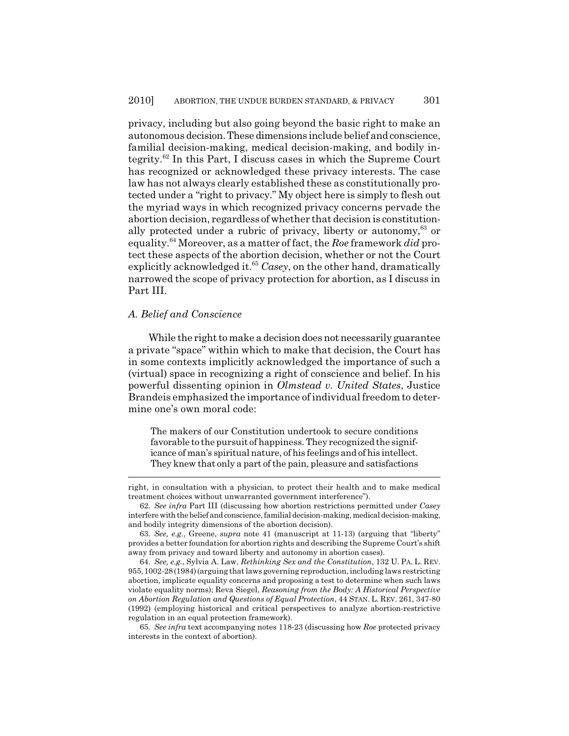privacy, including but also going beyond the basic right to make an autonomous decision. These dimensions include belief and conscience, familial decision-making, medical decision-making, and bodily integrity.[62] In this Part, I discuss cases in which the Supreme Court has recognized or acknowledged these privacy interests. The case law has not always clearly established these as constitutionally protected under a "right to privacy." My object here is simply to flesh out the myriad ways in which recognized privacy concerns pervade the abortion decision, regardless of whether that decision is constitutionally protected under a rubric of privacy, liberty or autonomy,[63] or equality.[64] Moreover, as a matter of fact, the *Roe* framework *did* protect these aspects of the abortion decision, whether or not the Court explicitly acknowledged it.[65] *Casey*, on the other hand, dramatically narrowed the scope of privacy protection for abortion, as I discuss in Part III.

### *A. Belief and Conscience*

While the right to make a decision does not necessarily guarantee a private "space" within which to make that decision, the Court has in some contexts implicitly acknowledged the importance of such a (virtual) space in recognizing a right of conscience and belief. In his powerful dissenting opinion in *Olmstead v. United States*, Justice Brandeis emphasized the importance of individual freedom to determine one's own moral code:

> The makers of our Constitution undertook to secure conditions favorable to the pursuit of happiness. They recognized the significance of man's spiritual nature, of his feelings and of his intellect. They knew that only a part of the pain, pleasure and satisfactions

---

right, in consultation with a physician, to protect their health and to make medical treatment choices without unwarranted government interference").

62. *See infra* Part III (discussing how abortion restrictions permitted under *Casey* interfere with the belief and conscience, familial decision-making, medical decision-making, and bodily integrity dimensions of the abortion decision).

63. *See, e.g.*, Greene, *supra* note 41 (manuscript at 11-13) (arguing that "liberty" provides a better foundation for abortion rights and describing the Supreme Court's shift away from privacy and toward liberty and autonomy in abortion cases).

64. *See, e.g.*, Sylvia A. Law, *Rethinking Sex and the Constitution*, 132 U. PA. L. REV. 955, 1002-28 (1984) (arguing that laws governing reproduction, including laws restricting abortion, implicate equality concerns and proposing a test to determine when such laws violate equality norms); Reva Siegel, *Reasoning from the Body: A Historical Perspective on Abortion Regulation and Questions of Equal Protection*, 44 STAN. L. REV. 261, 347-80 (1992) (employing historical and critical perspectives to analyze abortion-restrictive regulation in an equal protection framework).

65. *See infra* text accompanying notes 118-23 (discussing how *Roe* protected privacy interests in the context of abortion).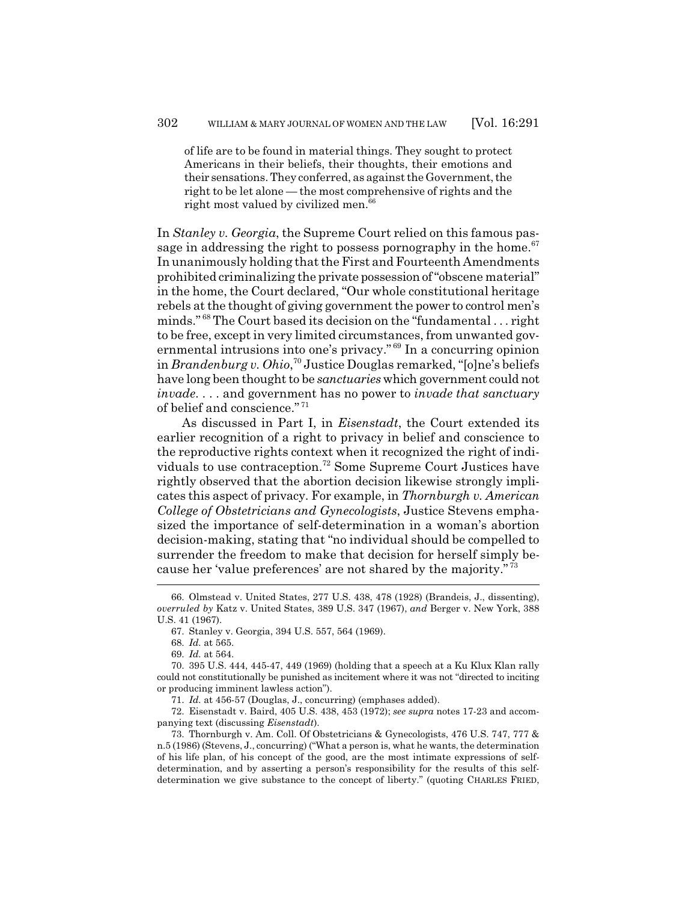> of life are to be found in material things. They sought to protect Americans in their beliefs, their thoughts, their emotions and their sensations. They conferred, as against the Government, the right to be let alone — the most comprehensive of rights and the right most valued by civilized men.[66]

In *Stanley v. Georgia*, the Supreme Court relied on this famous passage in addressing the right to possess pornography in the home.[67] In unanimously holding that the First and Fourteenth Amendments prohibited criminalizing the private possession of "obscene material" in the home, the Court declared, "Our whole constitutional heritage rebels at the thought of giving government the power to control men's minds."[68] The Court based its decision on the "fundamental . . . right to be free, except in very limited circumstances, from unwanted governmental intrusions into one's privacy."[69] In a concurring opinion in *Brandenburg v. Ohio*,[70] Justice Douglas remarked, "[o]ne's beliefs have long been thought to be *sanctuaries* which government could not *invade*. . . . and government has no power to *invade that sanctuary* of belief and conscience."[71]

As discussed in Part I, in *Eisenstadt*, the Court extended its earlier recognition of a right to privacy in belief and conscience to the reproductive rights context when it recognized the right of individuals to use contraception.[72] Some Supreme Court Justices have rightly observed that the abortion decision likewise strongly implicates this aspect of privacy. For example, in *Thornburgh v. American College of Obstetricians and Gynecologists*, Justice Stevens emphasized the importance of self-determination in a woman's abortion decision-making, stating that "no individual should be compelled to surrender the freedom to make that decision for herself simply because her 'value preferences' are not shared by the majority."[73]

---

66. Olmstead v. United States, 277 U.S. 438, 478 (1928) (Brandeis, J., dissenting), *overruled by* Katz v. United States, 389 U.S. 347 (1967), *and* Berger v. New York, 388 U.S. 41 (1967).

67. Stanley v. Georgia, 394 U.S. 557, 564 (1969).

68. *Id.* at 565.

69. *Id.* at 564.

70. 395 U.S. 444, 445-47, 449 (1969) (holding that a speech at a Ku Klux Klan rally could not constitutionally be punished as incitement where it was not "directed to inciting or producing imminent lawless action").

71. *Id.* at 456-57 (Douglas, J., concurring) (emphases added).

72. Eisenstadt v. Baird, 405 U.S. 438, 453 (1972); *see supra* notes 17-23 and accompanying text (discussing *Eisenstadt*).

73. Thornburgh v. Am. Coll. Of Obstetricians & Gynecologists, 476 U.S. 747, 777 & n.5 (1986) (Stevens, J., concurring) ("What a person is, what he wants, the determination of his life plan, of his concept of the good, are the most intimate expressions of self-determination, and by asserting a person's responsibility for the results of this self-determination we give substance to the concept of liberty." (quoting CHARLES FRIED,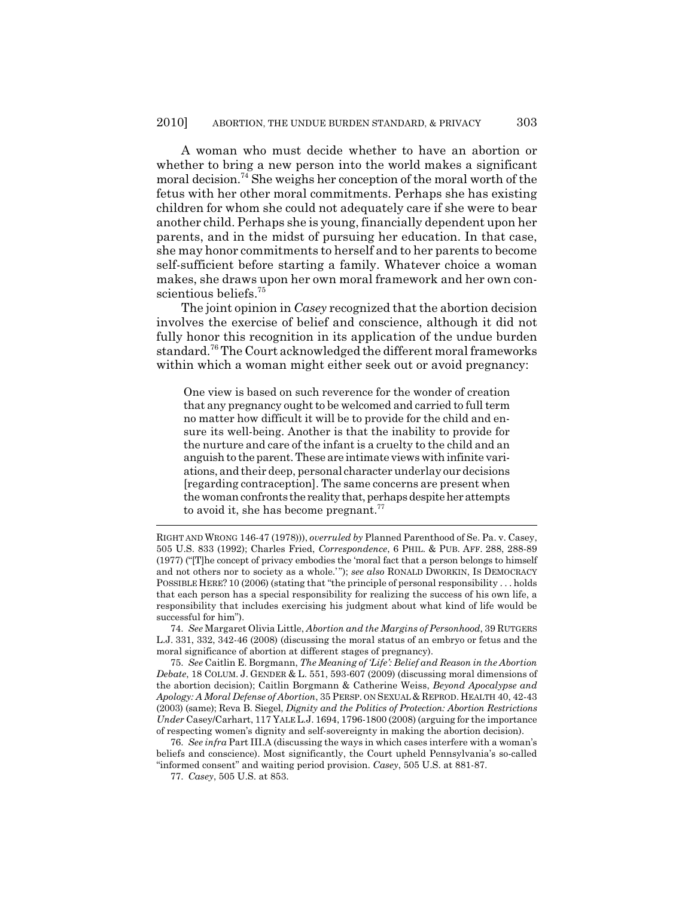A woman who must decide whether to have an abortion or whether to bring a new person into the world makes a significant moral decision.[74] She weighs her conception of the moral worth of the fetus with her other moral commitments. Perhaps she has existing children for whom she could not adequately care if she were to bear another child. Perhaps she is young, financially dependent upon her parents, and in the midst of pursuing her education. In that case, she may honor commitments to herself and to her parents to become self-sufficient before starting a family. Whatever choice a woman makes, she draws upon her own moral framework and her own conscientious beliefs.[75]

The joint opinion in *Casey* recognized that the abortion decision involves the exercise of belief and conscience, although it did not fully honor this recognition in its application of the undue burden standard.[76] The Court acknowledged the different moral frameworks within which a woman might either seek out or avoid pregnancy:

> One view is based on such reverence for the wonder of creation that any pregnancy ought to be welcomed and carried to full term no matter how difficult it will be to provide for the child and ensure its well-being. Another is that the inability to provide for the nurture and care of the infant is a cruelty to the child and an anguish to the parent. These are intimate views with infinite variations, and their deep, personal character underlay our decisions [regarding contraception]. The same concerns are present when the woman confronts the reality that, perhaps despite her attempts to avoid it, she has become pregnant.[77]

---

RIGHT AND WRONG 146-47 (1978))), *overruled by* Planned Parenthood of Se. Pa. v. Casey, 505 U.S. 833 (1992); Charles Fried, *Correspondence*, 6 PHIL. & PUB. AFF. 288, 288-89 (1977) ("[T]he concept of privacy embodies the 'moral fact that a person belongs to himself and not others nor to society as a whole.'"); *see also* RONALD DWORKIN, IS DEMOCRACY POSSIBLE HERE? 10 (2006) (stating that "the principle of personal responsibility . . . holds that each person has a special responsibility for realizing the success of his own life, a responsibility that includes exercising his judgment about what kind of life would be successful for him").

74. *See* Margaret Olivia Little, *Abortion and the Margins of Personhood*, 39 RUTGERS L.J. 331, 332, 342-46 (2008) (discussing the moral status of an embryo or fetus and the moral significance of abortion at different stages of pregnancy).

75. *See* Caitlin E. Borgmann, *The Meaning of 'Life': Belief and Reason in the Abortion Debate*, 18 COLUM. J. GENDER & L. 551, 593-607 (2009) (discussing moral dimensions of the abortion decision); Caitlin Borgmann & Catherine Weiss, *Beyond Apocalypse and Apology: A Moral Defense of Abortion*, 35 PERSP. ON SEXUAL & REPROD. HEALTH 40, 42-43 (2003) (same); Reva B. Siegel, *Dignity and the Politics of Protection: Abortion Restrictions Under* Casey/Carhart, 117 YALE L.J. 1694, 1796-1800 (2008) (arguing for the importance of respecting women's dignity and self-sovereignty in making the abortion decision).

76. *See infra* Part III.A (discussing the ways in which cases interfere with a woman's beliefs and conscience). Most significantly, the Court upheld Pennsylvania's so-called "informed consent" and waiting period provision. *Casey*, 505 U.S. at 881-87.

77. *Casey*, 505 U.S. at 853.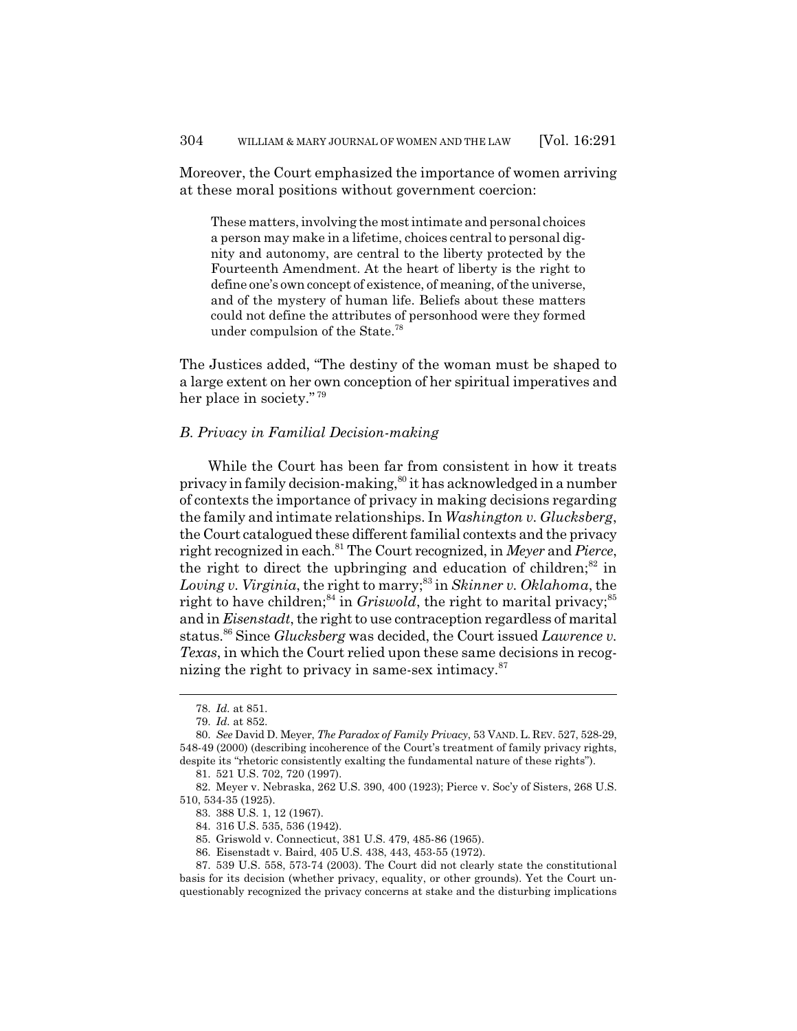Moreover, the Court emphasized the importance of women arriving at these moral positions without government coercion:

> These matters, involving the most intimate and personal choices a person may make in a lifetime, choices central to personal dignity and autonomy, are central to the liberty protected by the Fourteenth Amendment. At the heart of liberty is the right to define one's own concept of existence, of meaning, of the universe, and of the mystery of human life. Beliefs about these matters could not define the attributes of personhood were they formed under compulsion of the State.[78]

The Justices added, "The destiny of the woman must be shaped to a large extent on her own conception of her spiritual imperatives and her place in society."[79]

### *B. Privacy in Familial Decision-making*

While the Court has been far from consistent in how it treats privacy in family decision-making,[80] it has acknowledged in a number of contexts the importance of privacy in making decisions regarding the family and intimate relationships. In *Washington v. Glucksberg*, the Court catalogued these different familial contexts and the privacy right recognized in each.[81] The Court recognized, in *Meyer* and *Pierce*, the right to direct the upbringing and education of children;[82] in *Loving v. Virginia*, the right to marry;[83] in *Skinner v. Oklahoma*, the right to have children;[84] in *Griswold*, the right to marital privacy;[85] and in *Eisenstadt*, the right to use contraception regardless of marital status.[86] Since *Glucksberg* was decided, the Court issued *Lawrence v. Texas*, in which the Court relied upon these same decisions in recognizing the right to privacy in same-sex intimacy.[87]

---

78. *Id.* at 851.

79. *Id.* at 852.

80. *See* David D. Meyer, *The Paradox of Family Privacy*, 53 VAND. L. REV. 527, 528-29, 548-49 (2000) (describing incoherence of the Court's treatment of family privacy rights, despite its "rhetoric consistently exalting the fundamental nature of these rights").

81. 521 U.S. 702, 720 (1997).

82. Meyer v. Nebraska, 262 U.S. 390, 400 (1923); Pierce v. Soc'y of Sisters, 268 U.S. 510, 534-35 (1925).

83. 388 U.S. 1, 12 (1967).

84. 316 U.S. 535, 536 (1942).

85. Griswold v. Connecticut, 381 U.S. 479, 485-86 (1965).

86. Eisenstadt v. Baird, 405 U.S. 438, 443, 453-55 (1972).

87. 539 U.S. 558, 573-74 (2003). The Court did not clearly state the constitutional basis for its decision (whether privacy, equality, or other grounds). Yet the Court unquestionably recognized the privacy concerns at stake and the disturbing implications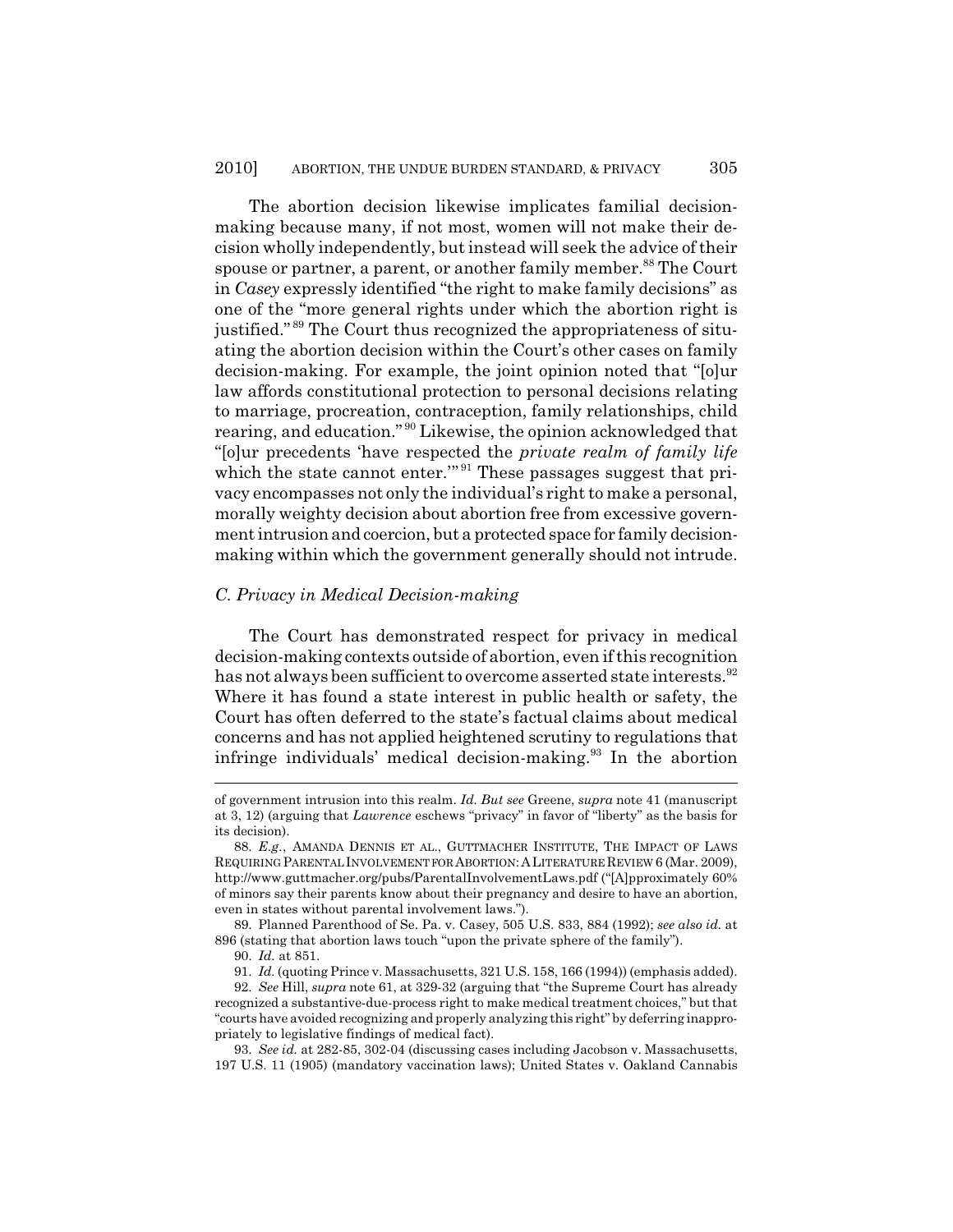The abortion decision likewise implicates familial decision-making because many, if not most, women will not make their decision wholly independently, but instead will seek the advice of their spouse or partner, a parent, or another family member.[88] The Court in *Casey* expressly identified "the right to make family decisions" as one of the "more general rights under which the abortion right is justified."[89] The Court thus recognized the appropriateness of situating the abortion decision within the Court's other cases on family decision-making. For example, the joint opinion noted that "[o]ur law affords constitutional protection to personal decisions relating to marriage, procreation, contraception, family relationships, child rearing, and education."[90] Likewise, the opinion acknowledged that "[o]ur precedents 'have respected the *private realm of family life* which the state cannot enter.'"[91] These passages suggest that privacy encompasses not only the individual's right to make a personal, morally weighty decision about abortion free from excessive government intrusion and coercion, but a protected space for family decision-making within which the government generally should not intrude.

### *C. Privacy in Medical Decision-making*

The Court has demonstrated respect for privacy in medical decision-making contexts outside of abortion, even if this recognition has not always been sufficient to overcome asserted state interests.[92] Where it has found a state interest in public health or safety, the Court has often deferred to the state's factual claims about medical concerns and has not applied heightened scrutiny to regulations that infringe individuals' medical decision-making.[93] In the abortion

---

of government intrusion into this realm. *Id. But see* Greene, *supra* note 41 (manuscript at 3, 12) (arguing that *Lawrence* eschews "privacy" in favor of "liberty" as the basis for its decision).

88. *E.g.*, AMANDA DENNIS ET AL., GUTTMACHER INSTITUTE, THE IMPACT OF LAWS REQUIRING PARENTAL INVOLVEMENT FOR ABORTION: A LITERATURE REVIEW 6 (Mar. 2009), http://www.guttmacher.org/pubs/ParentalInvolvementLaws.pdf ("[A]pproximately 60% of minors say their parents know about their pregnancy and desire to have an abortion, even in states without parental involvement laws.").

89. Planned Parenthood of Se. Pa. v. Casey, 505 U.S. 833, 884 (1992); *see also id.* at 896 (stating that abortion laws touch "upon the private sphere of the family").

90. *Id.* at 851.

91. *Id.* (quoting Prince v. Massachusetts, 321 U.S. 158, 166 (1994)) (emphasis added).

92. *See* Hill, *supra* note 61, at 329-32 (arguing that "the Supreme Court has already recognized a substantive-due-process right to make medical treatment choices," but that "courts have avoided recognizing and properly analyzing this right" by deferring inappropriately to legislative findings of medical fact).

93. *See id.* at 282-85, 302-04 (discussing cases including Jacobson v. Massachusetts, 197 U.S. 11 (1905) (mandatory vaccination laws); United States v. Oakland Cannabis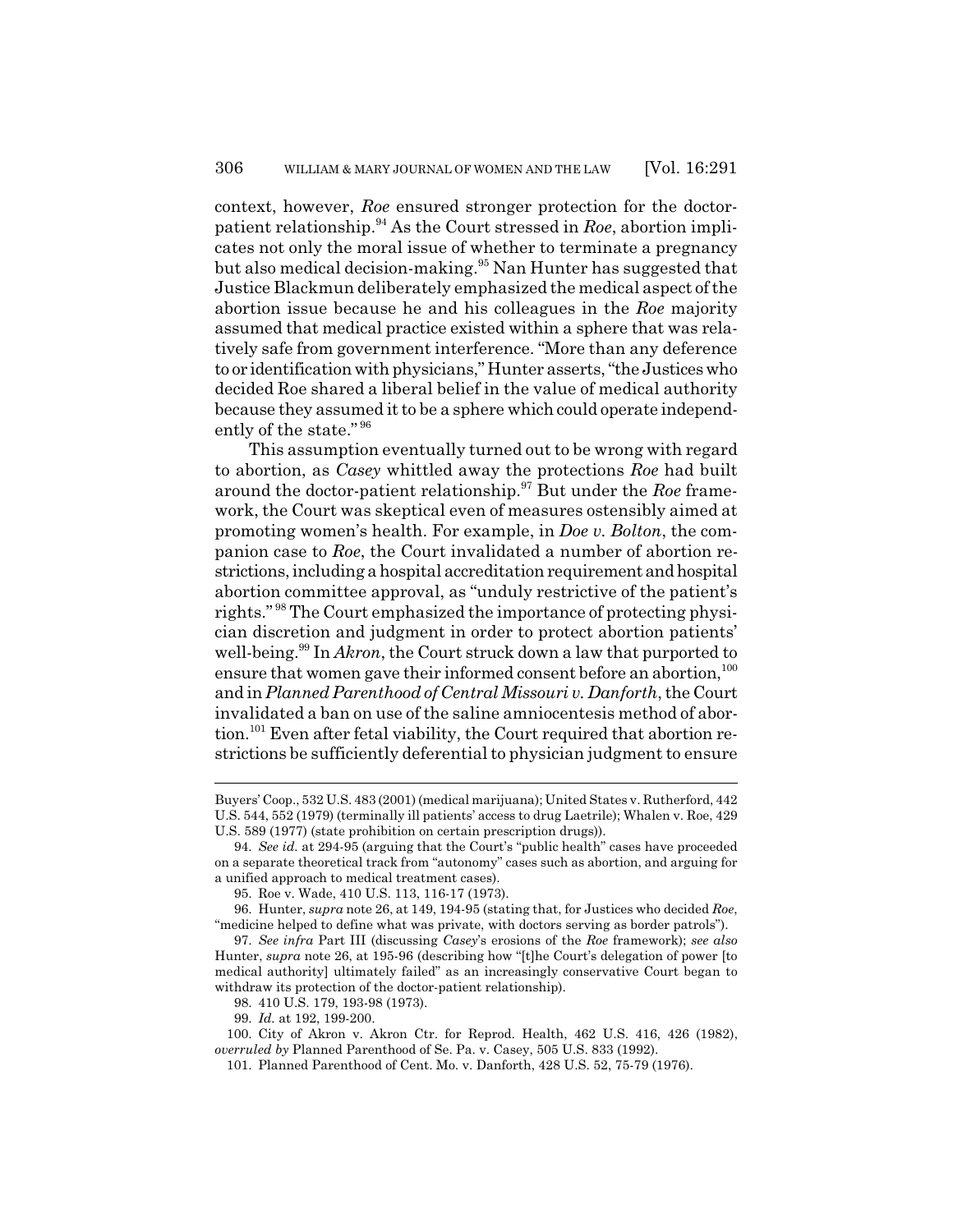context, however, *Roe* ensured stronger protection for the doctor-patient relationship.[94] As the Court stressed in *Roe*, abortion implicates not only the moral issue of whether to terminate a pregnancy but also medical decision-making.[95] Nan Hunter has suggested that Justice Blackmun deliberately emphasized the medical aspect of the abortion issue because he and his colleagues in the *Roe* majority assumed that medical practice existed within a sphere that was relatively safe from government interference. "More than any deference to or identification with physicians," Hunter asserts, "the Justices who decided Roe shared a liberal belief in the value of medical authority because they assumed it to be a sphere which could operate independently of the state."[96]

This assumption eventually turned out to be wrong with regard to abortion, as *Casey* whittled away the protections *Roe* had built around the doctor-patient relationship.[97] But under the *Roe* framework, the Court was skeptical even of measures ostensibly aimed at promoting women's health. For example, in *Doe v. Bolton*, the companion case to *Roe*, the Court invalidated a number of abortion restrictions, including a hospital accreditation requirement and hospital abortion committee approval, as "unduly restrictive of the patient's rights."[98] The Court emphasized the importance of protecting physician discretion and judgment in order to protect abortion patients' well-being.[99] In *Akron*, the Court struck down a law that purported to ensure that women gave their informed consent before an abortion,[100] and in *Planned Parenthood of Central Missouri v. Danforth*, the Court invalidated a ban on use of the saline amniocentesis method of abortion.[101] Even after fetal viability, the Court required that abortion restrictions be sufficiently deferential to physician judgment to ensure

---

Buyers' Coop., 532 U.S. 483 (2001) (medical marijuana); United States v. Rutherford, 442 U.S. 544, 552 (1979) (terminally ill patients' access to drug Laetrile); Whalen v. Roe, 429 U.S. 589 (1977) (state prohibition on certain prescription drugs)).

94. *See id.* at 294-95 (arguing that the Court's "public health" cases have proceeded on a separate theoretical track from "autonomy" cases such as abortion, and arguing for a unified approach to medical treatment cases).

95. Roe v. Wade, 410 U.S. 113, 116-17 (1973).

96. Hunter, *supra* note 26, at 149, 194-95 (stating that, for Justices who decided *Roe*, "medicine helped to define what was private, with doctors serving as border patrols").

97. *See infra* Part III (discussing *Casey*'s erosions of the *Roe* framework); *see also* Hunter, *supra* note 26, at 195-96 (describing how "[t]he Court's delegation of power [to medical authority] ultimately failed" as an increasingly conservative Court began to withdraw its protection of the doctor-patient relationship).

98. 410 U.S. 179, 193-98 (1973).

99. *Id.* at 192, 199-200.

100. City of Akron v. Akron Ctr. for Reprod. Health, 462 U.S. 416, 426 (1982), *overruled by* Planned Parenthood of Se. Pa. v. Casey, 505 U.S. 833 (1992).

101. Planned Parenthood of Cent. Mo. v. Danforth, 428 U.S. 52, 75-79 (1976).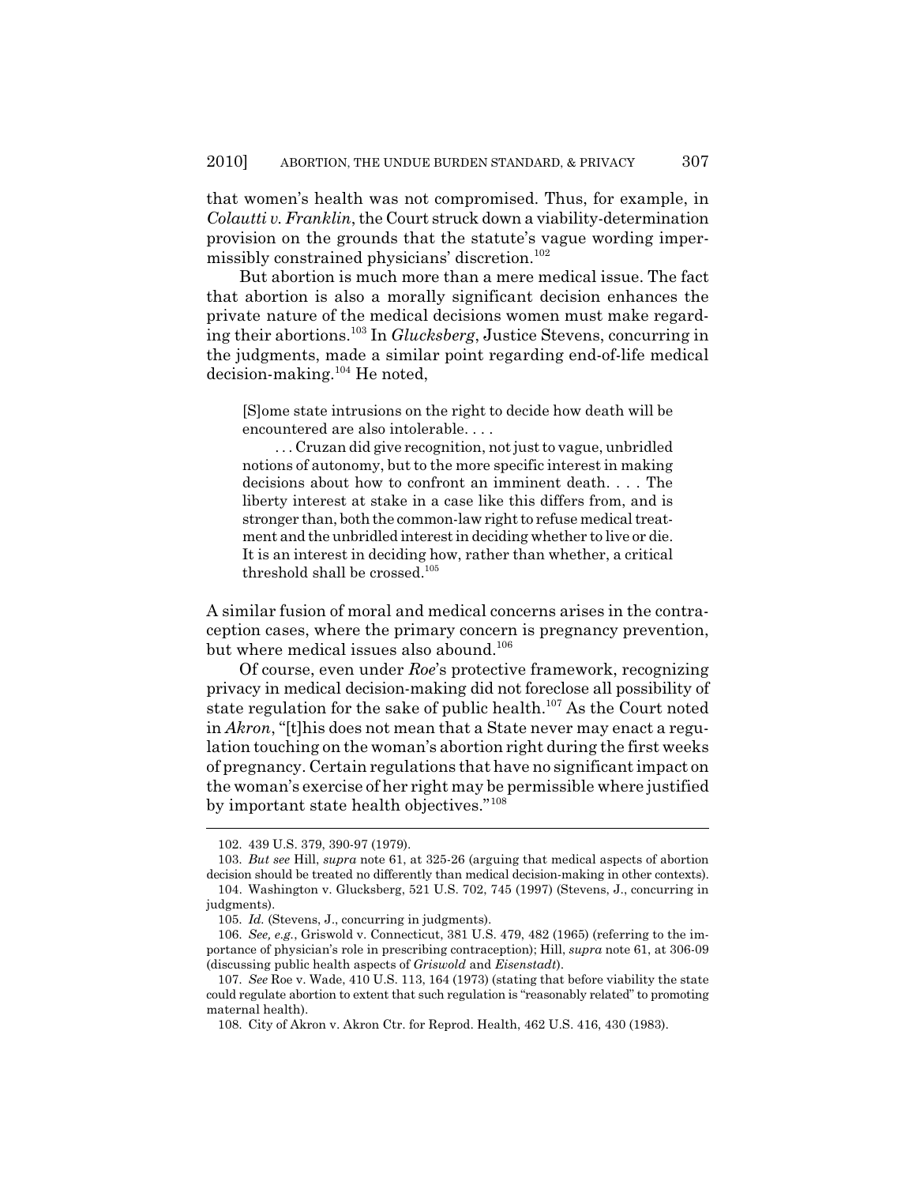that women's health was not compromised. Thus, for example, in *Colautti v. Franklin*, the Court struck down a viability-determination provision on the grounds that the statute's vague wording impermissibly constrained physicians' discretion.[102]

But abortion is much more than a mere medical issue. The fact that abortion is also a morally significant decision enhances the private nature of the medical decisions women must make regarding their abortions.[103] In *Glucksberg*, Justice Stevens, concurring in the judgments, made a similar point regarding end-of-life medical decision-making.[104] He noted,

> [S]ome state intrusions on the right to decide how death will be encountered are also intolerable. . . .
>
> . . . Cruzan did give recognition, not just to vague, unbridled notions of autonomy, but to the more specific interest in making decisions about how to confront an imminent death. . . . The liberty interest at stake in a case like this differs from, and is stronger than, both the common-law right to refuse medical treatment and the unbridled interest in deciding whether to live or die. It is an interest in deciding how, rather than whether, a critical threshold shall be crossed.[105]

A similar fusion of moral and medical concerns arises in the contraception cases, where the primary concern is pregnancy prevention, but where medical issues also abound.[106]

Of course, even under *Roe*'s protective framework, recognizing privacy in medical decision-making did not foreclose all possibility of state regulation for the sake of public health.[107] As the Court noted in *Akron*, "[t]his does not mean that a State never may enact a regulation touching on the woman's abortion right during the first weeks of pregnancy. Certain regulations that have no significant impact on the woman's exercise of her right may be permissible where justified by important state health objectives."[108]

---

102. 439 U.S. 379, 390-97 (1979).

103. *But see* Hill, *supra* note 61, at 325-26 (arguing that medical aspects of abortion decision should be treated no differently than medical decision-making in other contexts).

104. Washington v. Glucksberg, 521 U.S. 702, 745 (1997) (Stevens, J., concurring in judgments).

105. *Id.* (Stevens, J., concurring in judgments).

106. *See, e.g.*, Griswold v. Connecticut, 381 U.S. 479, 482 (1965) (referring to the importance of physician's role in prescribing contraception); Hill, *supra* note 61, at 306-09 (discussing public health aspects of *Griswold* and *Eisenstadt*).

107. *See* Roe v. Wade, 410 U.S. 113, 164 (1973) (stating that before viability the state could regulate abortion to extent that such regulation is "reasonably related" to promoting maternal health).

108. City of Akron v. Akron Ctr. for Reprod. Health, 462 U.S. 416, 430 (1983).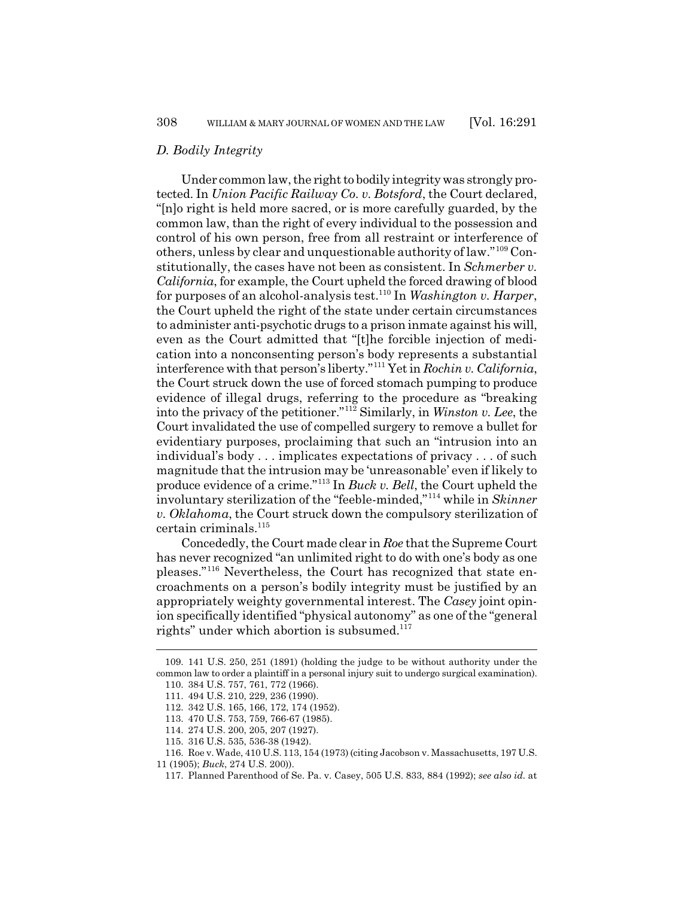### *D. Bodily Integrity*

Under common law, the right to bodily integrity was strongly protected. In *Union Pacific Railway Co. v. Botsford*, the Court declared, "[n]o right is held more sacred, or is more carefully guarded, by the common law, than the right of every individual to the possession and control of his own person, free from all restraint or interference of others, unless by clear and unquestionable authority of law."[109] Constitutionally, the cases have not been as consistent. In *Schmerber v. California*, for example, the Court upheld the forced drawing of blood for purposes of an alcohol-analysis test.[110] In *Washington v. Harper*, the Court upheld the right of the state under certain circumstances to administer anti-psychotic drugs to a prison inmate against his will, even as the Court admitted that "[t]he forcible injection of medication into a nonconsenting person's body represents a substantial interference with that person's liberty."[111] Yet in *Rochin v. California*, the Court struck down the use of forced stomach pumping to produce evidence of illegal drugs, referring to the procedure as "breaking into the privacy of the petitioner."[112] Similarly, in *Winston v. Lee*, the Court invalidated the use of compelled surgery to remove a bullet for evidentiary purposes, proclaiming that such an "intrusion into an individual's body . . . implicates expectations of privacy . . . of such magnitude that the intrusion may be 'unreasonable' even if likely to produce evidence of a crime."[113] In *Buck v. Bell*, the Court upheld the involuntary sterilization of the "feeble-minded,"[114] while in *Skinner v. Oklahoma*, the Court struck down the compulsory sterilization of certain criminals.[115]

Concededly, the Court made clear in *Roe* that the Supreme Court has never recognized "an unlimited right to do with one's body as one pleases."[116] Nevertheless, the Court has recognized that state encroachments on a person's bodily integrity must be justified by an appropriately weighty governmental interest. The *Casey* joint opinion specifically identified "physical autonomy" as one of the "general rights" under which abortion is subsumed.[117]

---

109. 141 U.S. 250, 251 (1891) (holding the judge to be without authority under the common law to order a plaintiff in a personal injury suit to undergo surgical examination).

110. 384 U.S. 757, 761, 772 (1966).

111. 494 U.S. 210, 229, 236 (1990).

112. 342 U.S. 165, 166, 172, 174 (1952).

113. 470 U.S. 753, 759, 766-67 (1985).

114. 274 U.S. 200, 205, 207 (1927).

115. 316 U.S. 535, 536-38 (1942).

116. Roe v. Wade, 410 U.S. 113, 154 (1973) (citing Jacobson v. Massachusetts, 197 U.S. 11 (1905); *Buck*, 274 U.S. 200)).

117. Planned Parenthood of Se. Pa. v. Casey, 505 U.S. 833, 884 (1992); *see also id.* at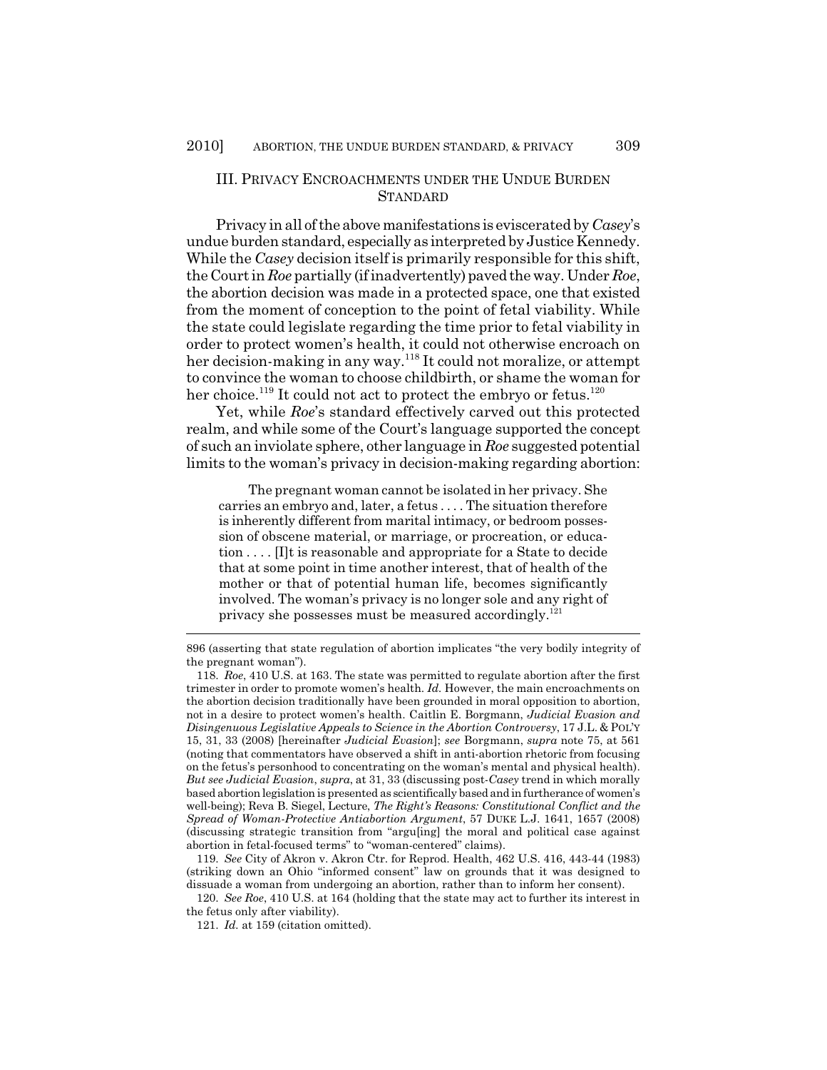## III. Privacy Encroachments under the Undue Burden Standard

Privacy in all of the above manifestations is eviscerated by *Casey*'s undue burden standard, especially as interpreted by Justice Kennedy. While the *Casey* decision itself is primarily responsible for this shift, the Court in *Roe* partially (if inadvertently) paved the way. Under *Roe*, the abortion decision was made in a protected space, one that existed from the moment of conception to the point of fetal viability. While the state could legislate regarding the time prior to fetal viability in order to protect women's health, it could not otherwise encroach on her decision-making in any way.[118] It could not moralize, or attempt to convince the woman to choose childbirth, or shame the woman for her choice.[119] It could not act to protect the embryo or fetus.[120]

Yet, while *Roe*'s standard effectively carved out this protected realm, and while some of the Court's language supported the concept of such an inviolate sphere, other language in *Roe* suggested potential limits to the woman's privacy in decision-making regarding abortion:

> The pregnant woman cannot be isolated in her privacy. She carries an embryo and, later, a fetus . . . . The situation therefore is inherently different from marital intimacy, or bedroom possession of obscene material, or marriage, or procreation, or education . . . . [I]t is reasonable and appropriate for a State to decide that at some point in time another interest, that of health of the mother or that of potential human life, becomes significantly involved. The woman's privacy is no longer sole and any right of privacy she possesses must be measured accordingly.[121]

---

896 (asserting that state regulation of abortion implicates "the very bodily integrity of the pregnant woman").

118. *Roe*, 410 U.S. at 163. The state was permitted to regulate abortion after the first trimester in order to promote women's health. *Id.* However, the main encroachments on the abortion decision traditionally have been grounded in moral opposition to abortion, not in a desire to protect women's health. Caitlin E. Borgmann, *Judicial Evasion and Disingenuous Legislative Appeals to Science in the Abortion Controversy*, 17 J.L. & POL'Y 15, 31, 33 (2008) [hereinafter *Judicial Evasion*]; *see* Borgmann, *supra* note 75, at 561 (noting that commentators have observed a shift in anti-abortion rhetoric from focusing on the fetus's personhood to concentrating on the woman's mental and physical health). *But see Judicial Evasion*, *supra*, at 31, 33 (discussing post-*Casey* trend in which morally based abortion legislation is presented as scientifically based and in furtherance of women's well-being); Reva B. Siegel, Lecture, *The Right's Reasons: Constitutional Conflict and the Spread of Woman-Protective Antiabortion Argument*, 57 DUKE L.J. 1641, 1657 (2008) (discussing strategic transition from "argu[ing] the moral and political case against abortion in fetal-focused terms" to "woman-centered" claims).

119. *See* City of Akron v. Akron Ctr. for Reprod. Health, 462 U.S. 416, 443-44 (1983) (striking down an Ohio "informed consent" law on grounds that it was designed to dissuade a woman from undergoing an abortion, rather than to inform her consent).

120. *See Roe*, 410 U.S. at 164 (holding that the state may act to further its interest in the fetus only after viability).

121. *Id.* at 159 (citation omitted).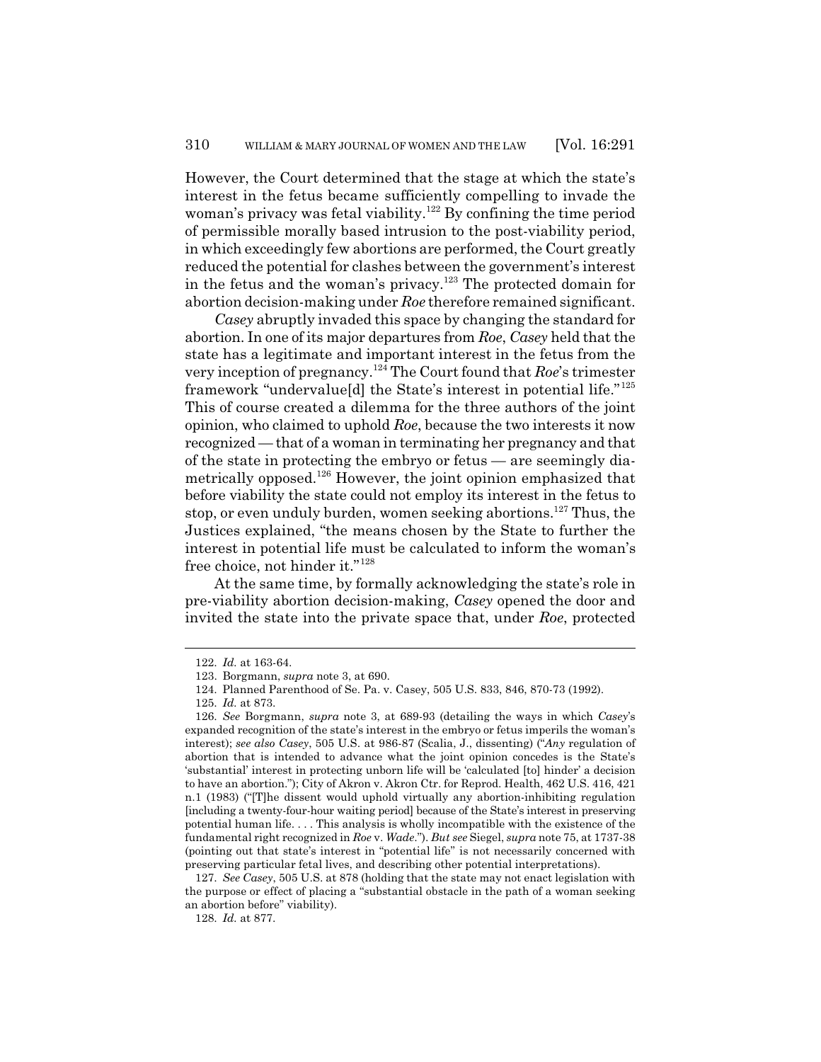However, the Court determined that the stage at which the state's interest in the fetus became sufficiently compelling to invade the woman's privacy was fetal viability.[122] By confining the time period of permissible morally based intrusion to the post-viability period, in which exceedingly few abortions are performed, the Court greatly reduced the potential for clashes between the government's interest in the fetus and the woman's privacy.[123] The protected domain for abortion decision-making under *Roe* therefore remained significant.

*Casey* abruptly invaded this space by changing the standard for abortion. In one of its major departures from *Roe*, *Casey* held that the state has a legitimate and important interest in the fetus from the very inception of pregnancy.[124] The Court found that *Roe*'s trimester framework "undervalue[d] the State's interest in potential life."[125] This of course created a dilemma for the three authors of the joint opinion, who claimed to uphold *Roe*, because the two interests it now recognized — that of a woman in terminating her pregnancy and that of the state in protecting the embryo or fetus — are seemingly diametrically opposed.[126] However, the joint opinion emphasized that before viability the state could not employ its interest in the fetus to stop, or even unduly burden, women seeking abortions.[127] Thus, the Justices explained, "the means chosen by the State to further the interest in potential life must be calculated to inform the woman's free choice, not hinder it."[128]

At the same time, by formally acknowledging the state's role in pre-viability abortion decision-making, *Casey* opened the door and invited the state into the private space that, under *Roe*, protected

---

122. *Id.* at 163-64.

123. Borgmann, *supra* note 3, at 690.

124. Planned Parenthood of Se. Pa. v. Casey, 505 U.S. 833, 846, 870-73 (1992).

125. *Id.* at 873.

126. *See* Borgmann, *supra* note 3, at 689-93 (detailing the ways in which *Casey*'s expanded recognition of the state's interest in the embryo or fetus imperils the woman's interest); *see also Casey*, 505 U.S. at 986-87 (Scalia, J., dissenting) ("*Any* regulation of abortion that is intended to advance what the joint opinion concedes is the State's 'substantial' interest in protecting unborn life will be 'calculated [to] hinder' a decision to have an abortion."); City of Akron v. Akron Ctr. for Reprod. Health, 462 U.S. 416, 421 n.1 (1983) ("[T]he dissent would uphold virtually any abortion-inhibiting regulation [including a twenty-four-hour waiting period] because of the State's interest in preserving potential human life. . . . This analysis is wholly incompatible with the existence of the fundamental right recognized in *Roe* v. *Wade*."). *But see* Siegel, *supra* note 75, at 1737-38 (pointing out that state's interest in "potential life" is not necessarily concerned with preserving particular fetal lives, and describing other potential interpretations).

127. *See Casey*, 505 U.S. at 878 (holding that the state may not enact legislation with the purpose or effect of placing a "substantial obstacle in the path of a woman seeking an abortion before" viability).

128. *Id.* at 877.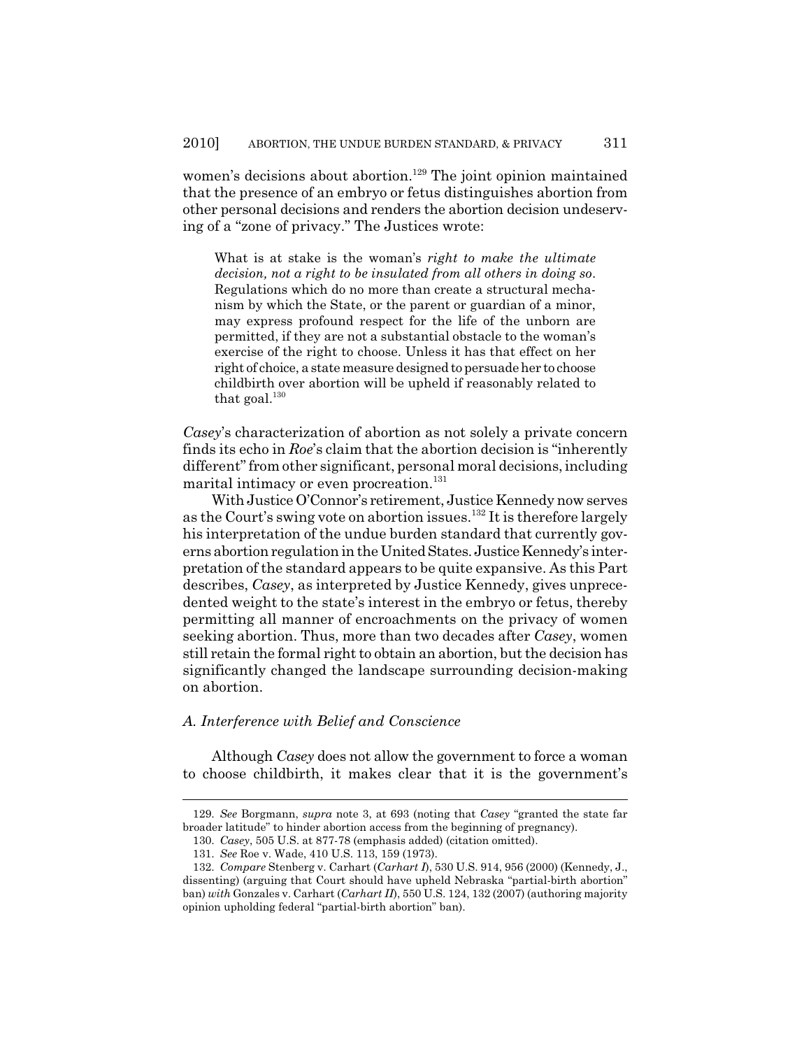women's decisions about abortion.[129] The joint opinion maintained that the presence of an embryo or fetus distinguishes abortion from other personal decisions and renders the abortion decision undeserving of a "zone of privacy." The Justices wrote:

> What is at stake is the woman's *right to make the ultimate decision, not a right to be insulated from all others in doing so*. Regulations which do no more than create a structural mechanism by which the State, or the parent or guardian of a minor, may express profound respect for the life of the unborn are permitted, if they are not a substantial obstacle to the woman's exercise of the right to choose. Unless it has that effect on her right of choice, a state measure designed to persuade her to choose childbirth over abortion will be upheld if reasonably related to that goal.[130]

*Casey*'s characterization of abortion as not solely a private concern finds its echo in *Roe*'s claim that the abortion decision is "inherently different" from other significant, personal moral decisions, including marital intimacy or even procreation.[131]

With Justice O'Connor's retirement, Justice Kennedy now serves as the Court's swing vote on abortion issues.[132] It is therefore largely his interpretation of the undue burden standard that currently governs abortion regulation in the United States. Justice Kennedy's interpretation of the standard appears to be quite expansive. As this Part describes, *Casey*, as interpreted by Justice Kennedy, gives unprecedented weight to the state's interest in the embryo or fetus, thereby permitting all manner of encroachments on the privacy of women seeking abortion. Thus, more than two decades after *Casey*, women still retain the formal right to obtain an abortion, but the decision has significantly changed the landscape surrounding decision-making on abortion.

### *A. Interference with Belief and Conscience*

Although *Casey* does not allow the government to force a woman to choose childbirth, it makes clear that it is the government's

---

129. *See* Borgmann, *supra* note 3, at 693 (noting that *Casey* "granted the state far broader latitude" to hinder abortion access from the beginning of pregnancy).

130. *Casey*, 505 U.S. at 877-78 (emphasis added) (citation omitted).

131. *See* Roe v. Wade, 410 U.S. 113, 159 (1973).

132. *Compare* Stenberg v. Carhart (*Carhart I*), 530 U.S. 914, 956 (2000) (Kennedy, J., dissenting) (arguing that Court should have upheld Nebraska "partial-birth abortion" ban) *with* Gonzales v. Carhart (*Carhart II*), 550 U.S. 124, 132 (2007) (authoring majority opinion upholding federal "partial-birth abortion" ban).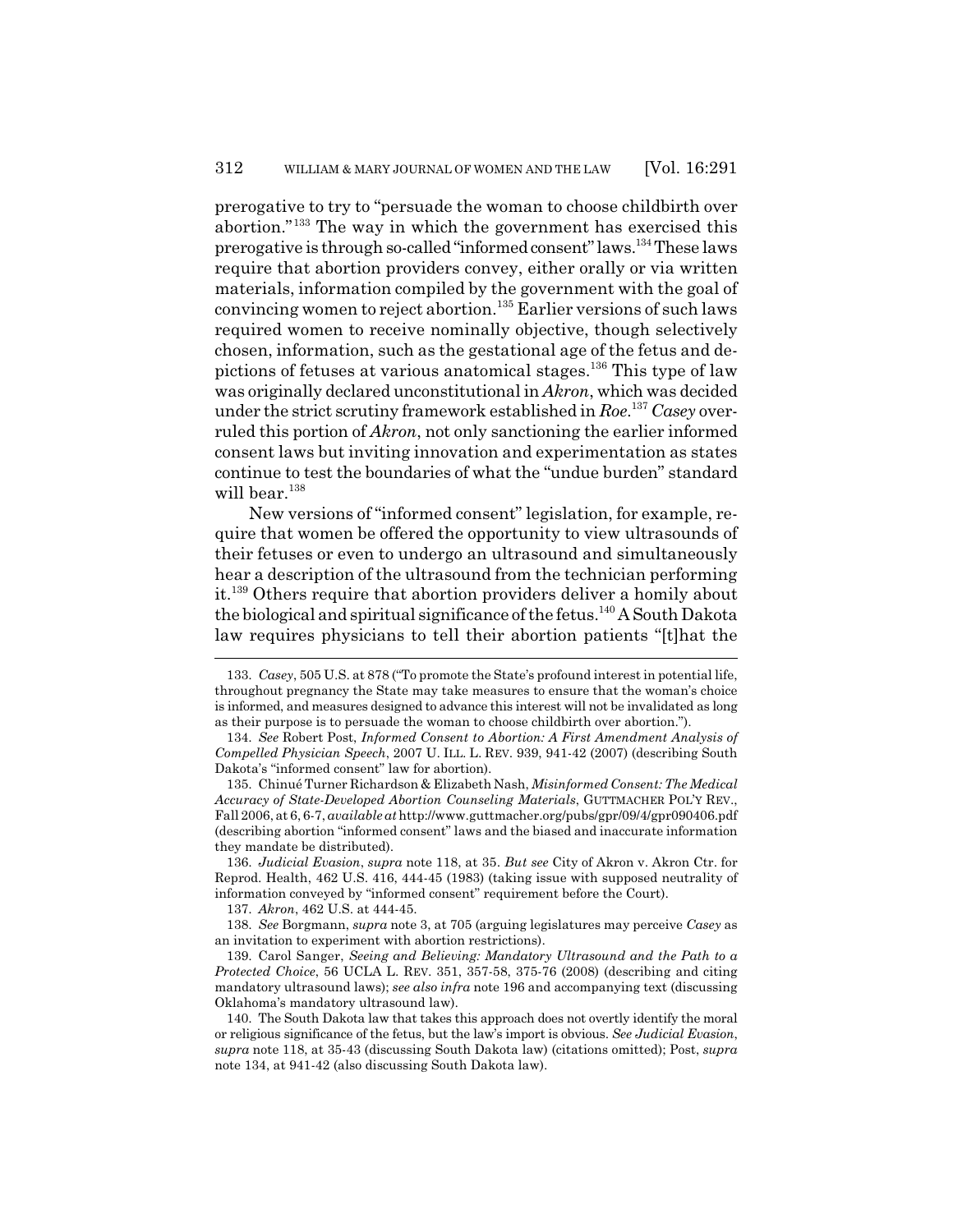prerogative to try to "persuade the woman to choose childbirth over abortion."[133] The way in which the government has exercised this prerogative is through so-called "informed consent" laws.[134] These laws require that abortion providers convey, either orally or via written materials, information compiled by the government with the goal of convincing women to reject abortion.[135] Earlier versions of such laws required women to receive nominally objective, though selectively chosen, information, such as the gestational age of the fetus and depictions of fetuses at various anatomical stages.[136] This type of law was originally declared unconstitutional in *Akron*, which was decided under the strict scrutiny framework established in *Roe*.[137] *Casey* overruled this portion of *Akron*, not only sanctioning the earlier informed consent laws but inviting innovation and experimentation as states continue to test the boundaries of what the "undue burden" standard will bear.[138]

New versions of "informed consent" legislation, for example, require that women be offered the opportunity to view ultrasounds of their fetuses or even to undergo an ultrasound and simultaneously hear a description of the ultrasound from the technician performing it.[139] Others require that abortion providers deliver a homily about the biological and spiritual significance of the fetus.[140] A South Dakota law requires physicians to tell their abortion patients "[t]hat the

---

133. *Casey*, 505 U.S. at 878 ("To promote the State's profound interest in potential life, throughout pregnancy the State may take measures to ensure that the woman's choice is informed, and measures designed to advance this interest will not be invalidated as long as their purpose is to persuade the woman to choose childbirth over abortion.").

134. *See* Robert Post, *Informed Consent to Abortion: A First Amendment Analysis of Compelled Physician Speech*, 2007 U. ILL. L. REV. 939, 941-42 (2007) (describing South Dakota's "informed consent" law for abortion).

135. Chinué Turner Richardson & Elizabeth Nash, *Misinformed Consent: The Medical Accuracy of State-Developed Abortion Counseling Materials*, GUTTMACHER POL'Y REV., Fall 2006, at 6, 6-7, *available at* http://www.guttmacher.org/pubs/gpr/09/4/gpr090406.pdf (describing abortion "informed consent" laws and the biased and inaccurate information they mandate be distributed).

136. *Judicial Evasion*, *supra* note 118, at 35. *But see* City of Akron v. Akron Ctr. for Reprod. Health, 462 U.S. 416, 444-45 (1983) (taking issue with supposed neutrality of information conveyed by "informed consent" requirement before the Court).

137. *Akron*, 462 U.S. at 444-45.

138. *See* Borgmann, *supra* note 3, at 705 (arguing legislatures may perceive *Casey* as an invitation to experiment with abortion restrictions).

139. Carol Sanger, *Seeing and Believing: Mandatory Ultrasound and the Path to a Protected Choice*, 56 UCLA L. REV. 351, 357-58, 375-76 (2008) (describing and citing mandatory ultrasound laws); *see also infra* note 196 and accompanying text (discussing Oklahoma's mandatory ultrasound law).

140. The South Dakota law that takes this approach does not overtly identify the moral or religious significance of the fetus, but the law's import is obvious. *See Judicial Evasion*, *supra* note 118, at 35-43 (discussing South Dakota law) (citations omitted); Post, *supra* note 134, at 941-42 (also discussing South Dakota law).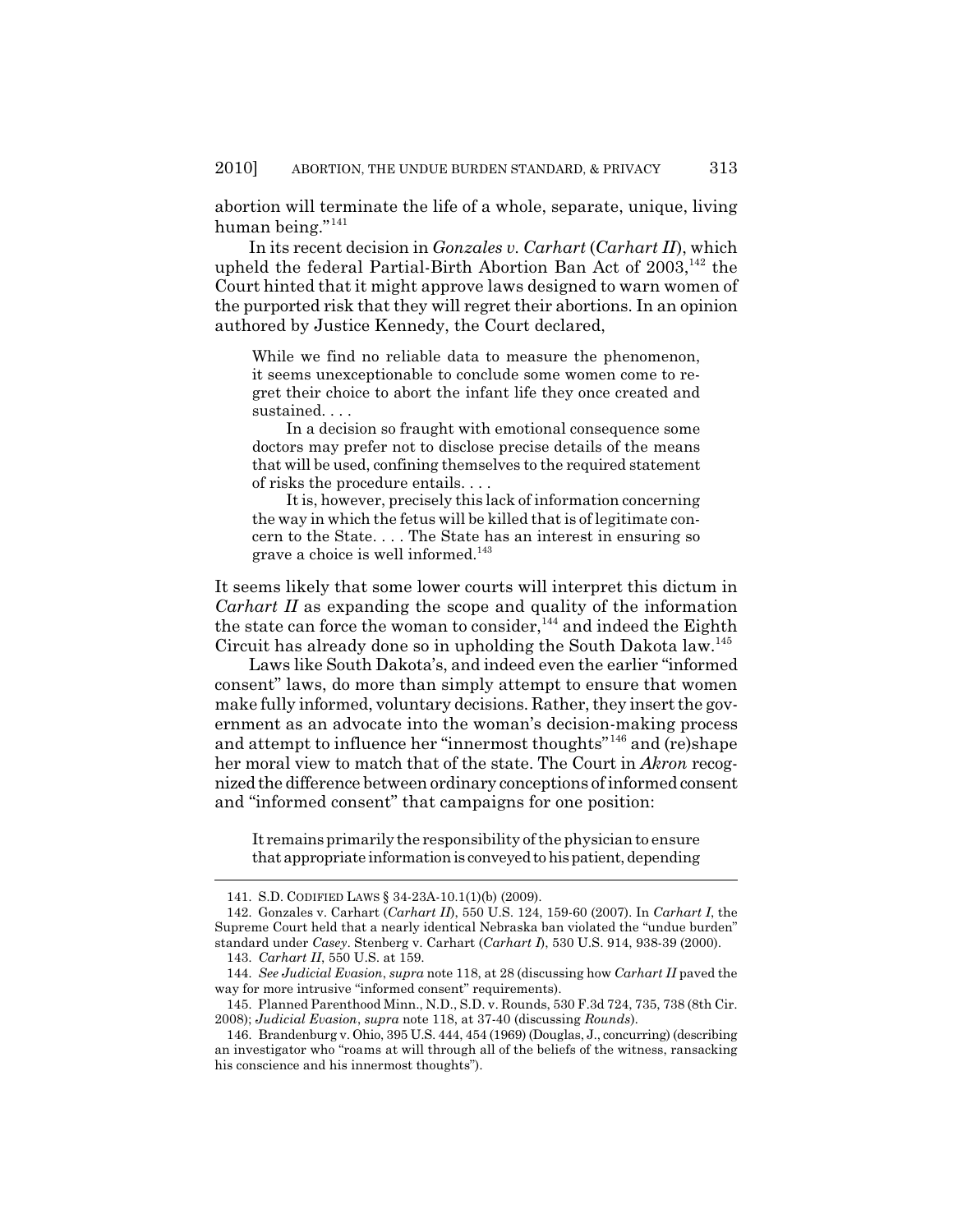abortion will terminate the life of a whole, separate, unique, living human being."[141]

In its recent decision in *Gonzales v. Carhart* (*Carhart II*), which upheld the federal Partial-Birth Abortion Ban Act of 2003,[142] the Court hinted that it might approve laws designed to warn women of the purported risk that they will regret their abortions. In an opinion authored by Justice Kennedy, the Court declared,

> While we find no reliable data to measure the phenomenon, it seems unexceptionable to conclude some women come to regret their choice to abort the infant life they once created and sustained. . . .
>
> In a decision so fraught with emotional consequence some doctors may prefer not to disclose precise details of the means that will be used, confining themselves to the required statement of risks the procedure entails. . . .
>
> It is, however, precisely this lack of information concerning the way in which the fetus will be killed that is of legitimate concern to the State. . . . The State has an interest in ensuring so grave a choice is well informed.[143]

It seems likely that some lower courts will interpret this dictum in *Carhart II* as expanding the scope and quality of the information the state can force the woman to consider,[144] and indeed the Eighth Circuit has already done so in upholding the South Dakota law.[145]

Laws like South Dakota's, and indeed even the earlier "informed consent" laws, do more than simply attempt to ensure that women make fully informed, voluntary decisions. Rather, they insert the government as an advocate into the woman's decision-making process and attempt to influence her "innermost thoughts"[146] and (re)shape her moral view to match that of the state. The Court in *Akron* recognized the difference between ordinary conceptions of informed consent and "informed consent" that campaigns for one position:

> It remains primarily the responsibility of the physician to ensure that appropriate information is conveyed to his patient, depending

---

141. S.D. CODIFIED LAWS § 34-23A-10.1(1)(b) (2009).

142. Gonzales v. Carhart (*Carhart II*), 550 U.S. 124, 159-60 (2007). In *Carhart I*, the Supreme Court held that a nearly identical Nebraska ban violated the "undue burden" standard under *Casey*. Stenberg v. Carhart (*Carhart I*), 530 U.S. 914, 938-39 (2000).

143. *Carhart II*, 550 U.S. at 159.

144. *See Judicial Evasion*, *supra* note 118, at 28 (discussing how *Carhart II* paved the way for more intrusive "informed consent" requirements).

145. Planned Parenthood Minn., N.D., S.D. v. Rounds, 530 F.3d 724, 735, 738 (8th Cir. 2008); *Judicial Evasion*, *supra* note 118, at 37-40 (discussing *Rounds*).

146. Brandenburg v. Ohio, 395 U.S. 444, 454 (1969) (Douglas, J., concurring) (describing an investigator who "roams at will through all of the beliefs of the witness, ransacking his conscience and his innermost thoughts").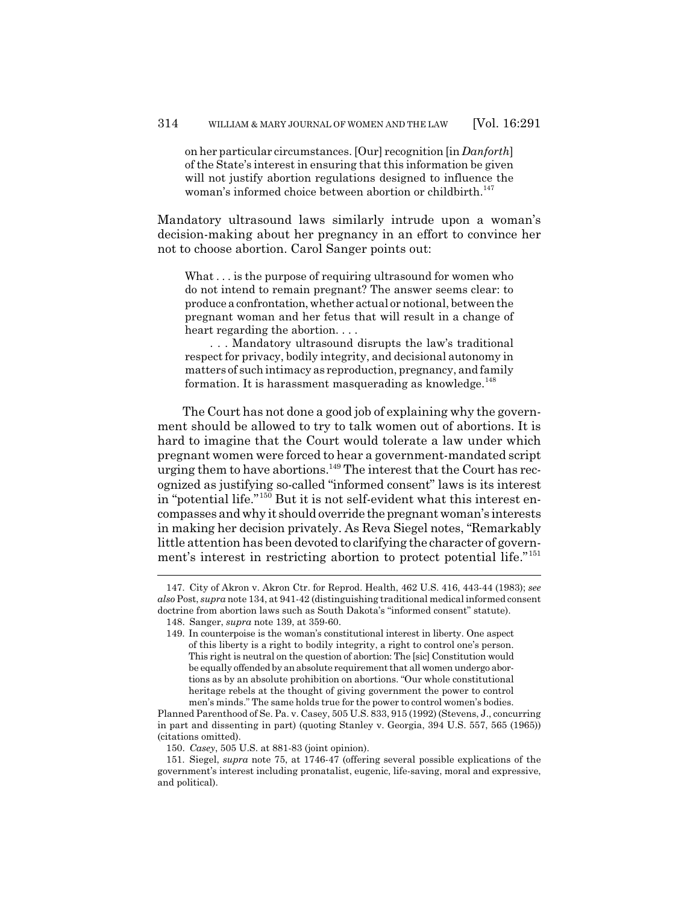> on her particular circumstances. [Our] recognition [in *Danforth*] of the State's interest in ensuring that this information be given will not justify abortion regulations designed to influence the woman's informed choice between abortion or childbirth.[147]

Mandatory ultrasound laws similarly intrude upon a woman's decision-making about her pregnancy in an effort to convince her not to choose abortion. Carol Sanger points out:

> What . . . is the purpose of requiring ultrasound for women who do not intend to remain pregnant? The answer seems clear: to produce a confrontation, whether actual or notional, between the pregnant woman and her fetus that will result in a change of heart regarding the abortion. . . .
>
> . . . Mandatory ultrasound disrupts the law's traditional respect for privacy, bodily integrity, and decisional autonomy in matters of such intimacy as reproduction, pregnancy, and family formation. It is harassment masquerading as knowledge.[148]

The Court has not done a good job of explaining why the government should be allowed to try to talk women out of abortions. It is hard to imagine that the Court would tolerate a law under which pregnant women were forced to hear a government-mandated script urging them to have abortions.[149] The interest that the Court has recognized as justifying so-called "informed consent" laws is its interest in "potential life."[150] But it is not self-evident what this interest encompasses and why it should override the pregnant woman's interests in making her decision privately. As Reva Siegel notes, "Remarkably little attention has been devoted to clarifying the character of government's interest in restricting abortion to protect potential life."[151]

---

147. City of Akron v. Akron Ctr. for Reprod. Health, 462 U.S. 416, 443-44 (1983); *see also* Post, *supra* note 134, at 941-42 (distinguishing traditional medical informed consent doctrine from abortion laws such as South Dakota's "informed consent" statute).

148. Sanger, *supra* note 139, at 359-60.

149. In counterpoise is the woman's constitutional interest in liberty. One aspect of this liberty is a right to bodily integrity, a right to control one's person. This right is neutral on the question of abortion: The [sic] Constitution would be equally offended by an absolute requirement that all women undergo abortions as by an absolute prohibition on abortions. "Our whole constitutional heritage rebels at the thought of giving government the power to control men's minds." The same holds true for the power to control women's bodies.

Planned Parenthood of Se. Pa. v. Casey, 505 U.S. 833, 915 (1992) (Stevens, J., concurring in part and dissenting in part) (quoting Stanley v. Georgia, 394 U.S. 557, 565 (1965)) (citations omitted).

150. *Casey*, 505 U.S. at 881-83 (joint opinion).

151. Siegel, *supra* note 75, at 1746-47 (offering several possible explications of the government's interest including pronatalist, eugenic, life-saving, moral and expressive, and political).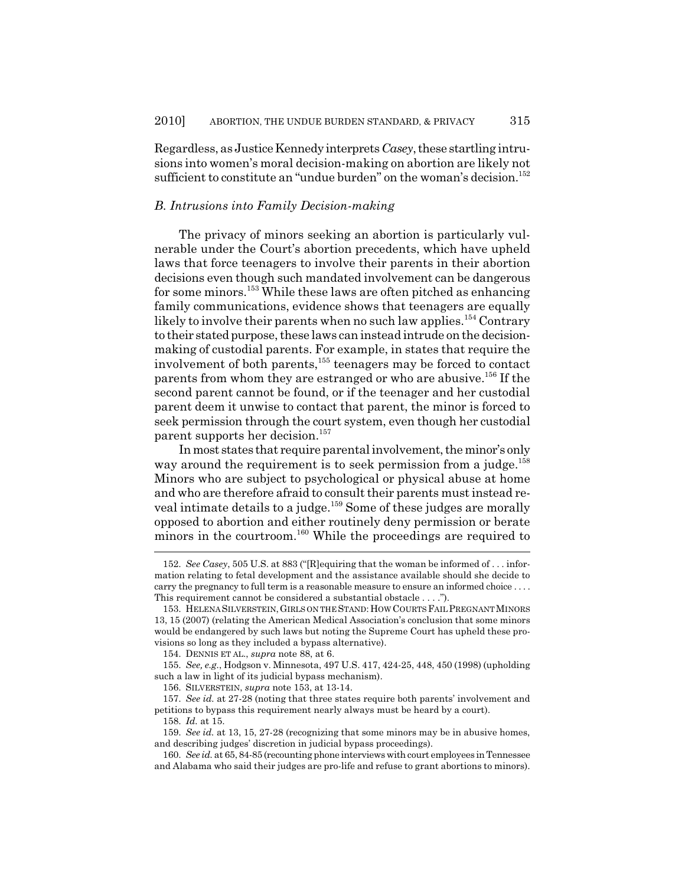Regardless, as Justice Kennedy interprets *Casey*, these startling intrusions into women's moral decision-making on abortion are likely not sufficient to constitute an "undue burden" on the woman's decision.[152]

### *B. Intrusions into Family Decision-making*

The privacy of minors seeking an abortion is particularly vulnerable under the Court's abortion precedents, which have upheld laws that force teenagers to involve their parents in their abortion decisions even though such mandated involvement can be dangerous for some minors.[153] While these laws are often pitched as enhancing family communications, evidence shows that teenagers are equally likely to involve their parents when no such law applies.[154] Contrary to their stated purpose, these laws can instead intrude on the decision-making of custodial parents. For example, in states that require the involvement of both parents,[155] teenagers may be forced to contact parents from whom they are estranged or who are abusive.[156] If the second parent cannot be found, or if the teenager and her custodial parent deem it unwise to contact that parent, the minor is forced to seek permission through the court system, even though her custodial parent supports her decision.[157]

In most states that require parental involvement, the minor's only way around the requirement is to seek permission from a judge.[158] Minors who are subject to psychological or physical abuse at home and who are therefore afraid to consult their parents must instead reveal intimate details to a judge.[159] Some of these judges are morally opposed to abortion and either routinely deny permission or berate minors in the courtroom.[160] While the proceedings are required to

---

152. *See Casey*, 505 U.S. at 883 ("[R]equiring that the woman be informed of . . . information relating to fetal development and the assistance available should she decide to carry the pregnancy to full term is a reasonable measure to ensure an informed choice . . . . This requirement cannot be considered a substantial obstacle . . . .").

153. HELENA SILVERSTEIN, GIRLS ON THE STAND: HOW COURTS FAIL PREGNANT MINORS 13, 15 (2007) (relating the American Medical Association's conclusion that some minors would be endangered by such laws but noting the Supreme Court has upheld these provisions so long as they included a bypass alternative).

154. DENNIS ET AL., *supra* note 88, at 6.

155. *See, e.g.*, Hodgson v. Minnesota, 497 U.S. 417, 424-25, 448, 450 (1998) (upholding such a law in light of its judicial bypass mechanism).

156. SILVERSTEIN, *supra* note 153, at 13-14.

157. *See id.* at 27-28 (noting that three states require both parents' involvement and petitions to bypass this requirement nearly always must be heard by a court).

158. *Id.* at 15.

159. *See id.* at 13, 15, 27-28 (recognizing that some minors may be in abusive homes, and describing judges' discretion in judicial bypass proceedings).

160. *See id.* at 65, 84-85 (recounting phone interviews with court employees in Tennessee and Alabama who said their judges are pro-life and refuse to grant abortions to minors).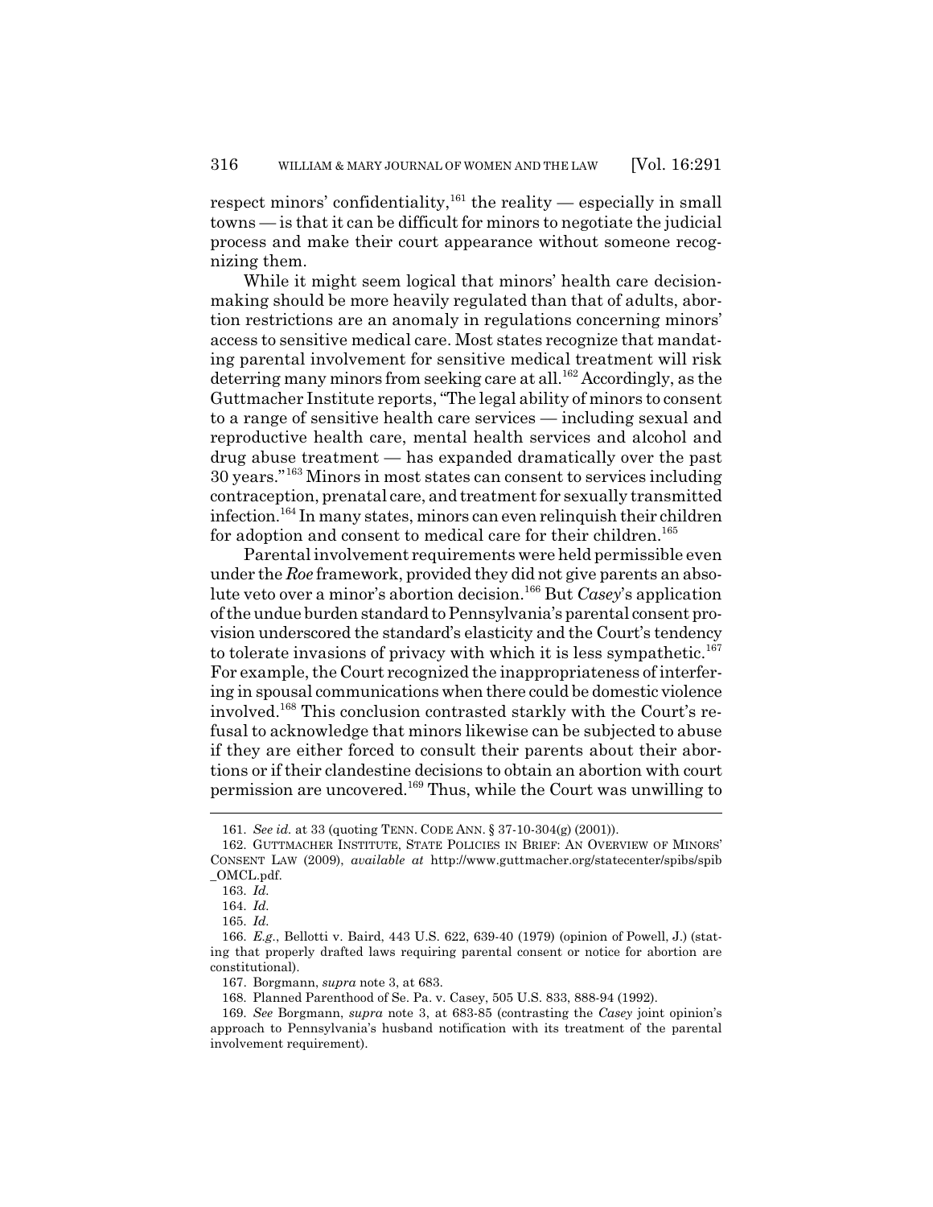respect minors' confidentiality,[161] the reality — especially in small towns — is that it can be difficult for minors to negotiate the judicial process and make their court appearance without someone recognizing them.

While it might seem logical that minors' health care decision-making should be more heavily regulated than that of adults, abortion restrictions are an anomaly in regulations concerning minors' access to sensitive medical care. Most states recognize that mandating parental involvement for sensitive medical treatment will risk deterring many minors from seeking care at all.[162] Accordingly, as the Guttmacher Institute reports, "The legal ability of minors to consent to a range of sensitive health care services — including sexual and reproductive health care, mental health services and alcohol and drug abuse treatment — has expanded dramatically over the past 30 years."[163] Minors in most states can consent to services including contraception, prenatal care, and treatment for sexually transmitted infection.[164] In many states, minors can even relinquish their children for adoption and consent to medical care for their children.[165]

Parental involvement requirements were held permissible even under the *Roe* framework, provided they did not give parents an absolute veto over a minor's abortion decision.[166] But *Casey*'s application of the undue burden standard to Pennsylvania's parental consent provision underscored the standard's elasticity and the Court's tendency to tolerate invasions of privacy with which it is less sympathetic.[167] For example, the Court recognized the inappropriateness of interfering in spousal communications when there could be domestic violence involved.[168] This conclusion contrasted starkly with the Court's refusal to acknowledge that minors likewise can be subjected to abuse if they are either forced to consult their parents about their abortions or if their clandestine decisions to obtain an abortion with court permission are uncovered.[169] Thus, while the Court was unwilling to

---

161. *See id.* at 33 (quoting TENN. CODE ANN. § 37-10-304(g) (2001)).

162. GUTTMACHER INSTITUTE, STATE POLICIES IN BRIEF: AN OVERVIEW OF MINORS' CONSENT LAW (2009), *available at* http://www.guttmacher.org/statecenter/spibs/spib_OMCL.pdf.

163. *Id.*

164. *Id.*

165. *Id.*

166. *E.g.*, Bellotti v. Baird, 443 U.S. 622, 639-40 (1979) (opinion of Powell, J.) (stating that properly drafted laws requiring parental consent or notice for abortion are constitutional).

167. Borgmann, *supra* note 3, at 683.

168. Planned Parenthood of Se. Pa. v. Casey, 505 U.S. 833, 888-94 (1992).

169. *See* Borgmann, *supra* note 3, at 683-85 (contrasting the *Casey* joint opinion's approach to Pennsylvania's husband notification with its treatment of the parental involvement requirement).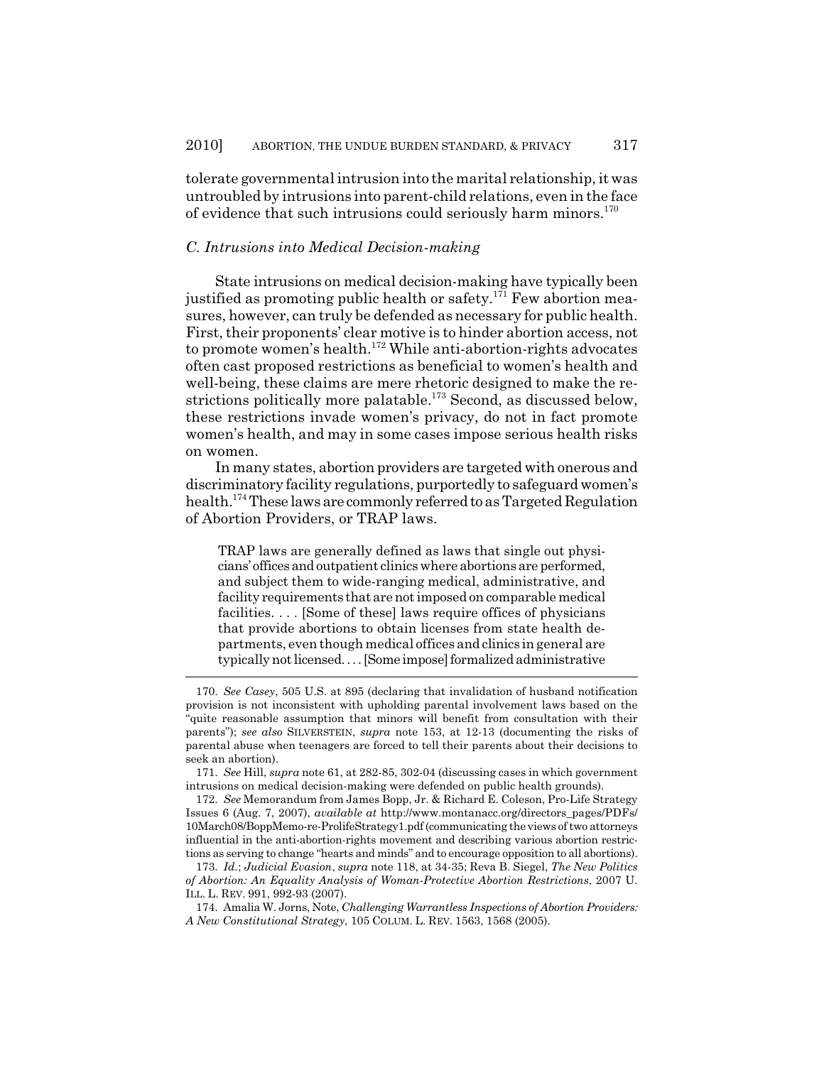tolerate governmental intrusion into the marital relationship, it was untroubled by intrusions into parent-child relations, even in the face of evidence that such intrusions could seriously harm minors.[170]

### *C. Intrusions into Medical Decision-making*

State intrusions on medical decision-making have typically been justified as promoting public health or safety.[171] Few abortion measures, however, can truly be defended as necessary for public health. First, their proponents' clear motive is to hinder abortion access, not to promote women's health.[172] While anti-abortion-rights advocates often cast proposed restrictions as beneficial to women's health and well-being, these claims are mere rhetoric designed to make the restrictions politically more palatable.[173] Second, as discussed below, these restrictions invade women's privacy, do not in fact promote women's health, and may in some cases impose serious health risks on women.

In many states, abortion providers are targeted with onerous and discriminatory facility regulations, purportedly to safeguard women's health.[174] These laws are commonly referred to as Targeted Regulation of Abortion Providers, or TRAP laws.

> TRAP laws are generally defined as laws that single out physicians' offices and outpatient clinics where abortions are performed, and subject them to wide-ranging medical, administrative, and facility requirements that are not imposed on comparable medical facilities. . . . [Some of these] laws require offices of physicians that provide abortions to obtain licenses from state health departments, even though medical offices and clinics in general are typically not licensed. . . . [Some impose] formalized administrative

---

170. *See Casey*, 505 U.S. at 895 (declaring that invalidation of husband notification provision is not inconsistent with upholding parental involvement laws based on the "quite reasonable assumption that minors will benefit from consultation with their parents"); *see also* SILVERSTEIN, *supra* note 153, at 12-13 (documenting the risks of parental abuse when teenagers are forced to tell their parents about their decisions to seek an abortion).

171. *See* Hill, *supra* note 61, at 282-85, 302-04 (discussing cases in which government intrusions on medical decision-making were defended on public health grounds).

172. *See* Memorandum from James Bopp, Jr. & Richard E. Coleson, Pro-Life Strategy Issues 6 (Aug. 7, 2007), *available at* http://www.montanacc.org/directors_pages/PDFs/10March08/BoppMemo-re-ProlifeStrategy1.pdf (communicating the views of two attorneys influential in the anti-abortion-rights movement and describing various abortion restrictions as serving to change "hearts and minds" and to encourage opposition to all abortions).

173. *Id.*; *Judicial Evasion*, *supra* note 118, at 34-35; Reva B. Siegel, *The New Politics of Abortion: An Equality Analysis of Woman-Protective Abortion Restrictions*, 2007 U. ILL. L. REV. 991, 992-93 (2007).

174. Amalia W. Jorns, Note, *Challenging Warrantless Inspections of Abortion Providers: A New Constitutional Strategy*, 105 COLUM. L. REV. 1563, 1568 (2005).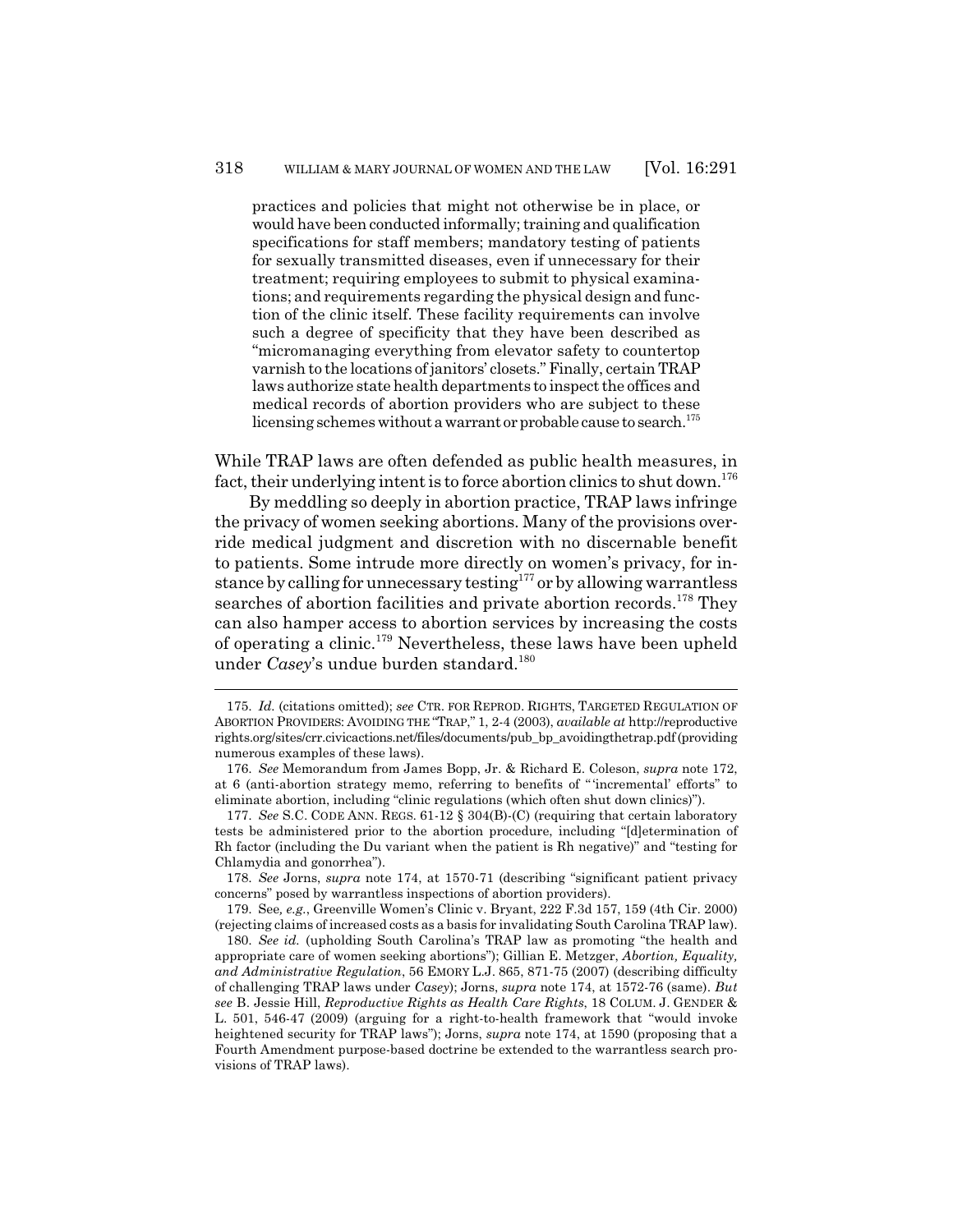> practices and policies that might not otherwise be in place, or would have been conducted informally; training and qualification specifications for staff members; mandatory testing of patients for sexually transmitted diseases, even if unnecessary for their treatment; requiring employees to submit to physical examinations; and requirements regarding the physical design and function of the clinic itself. These facility requirements can involve such a degree of specificity that they have been described as "micromanaging everything from elevator safety to countertop varnish to the locations of janitors' closets." Finally, certain TRAP laws authorize state health departments to inspect the offices and medical records of abortion providers who are subject to these licensing schemes without a warrant or probable cause to search.[175]

While TRAP laws are often defended as public health measures, in fact, their underlying intent is to force abortion clinics to shut down.[176]

By meddling so deeply in abortion practice, TRAP laws infringe the privacy of women seeking abortions. Many of the provisions override medical judgment and discretion with no discernable benefit to patients. Some intrude more directly on women's privacy, for instance by calling for unnecessary testing[177] or by allowing warrantless searches of abortion facilities and private abortion records.[178] They can also hamper access to abortion services by increasing the costs of operating a clinic.[179] Nevertheless, these laws have been upheld under *Casey*'s undue burden standard.[180]

---

175. *Id.* (citations omitted); *see* CTR. FOR REPROD. RIGHTS, TARGETED REGULATION OF ABORTION PROVIDERS: AVOIDING THE "TRAP," 1, 2-4 (2003), *available at* http://reproductiverights.org/sites/crr.civicactions.net/files/documents/pub_bp_avoidingthetrap.pdf (providing numerous examples of these laws).

176. *See* Memorandum from James Bopp, Jr. & Richard E. Coleson, *supra* note 172, at 6 (anti-abortion strategy memo, referring to benefits of "'incremental' efforts" to eliminate abortion, including "clinic regulations (which often shut down clinics)").

177. *See* S.C. CODE ANN. REGS. 61-12 § 304(B)-(C) (requiring that certain laboratory tests be administered prior to the abortion procedure, including "[d]etermination of Rh factor (including the Du variant when the patient is Rh negative)" and "testing for Chlamydia and gonorrhea").

178. *See* Jorns, *supra* note 174, at 1570-71 (describing "significant patient privacy concerns" posed by warrantless inspections of abortion providers).

179. See*, e.g.*, Greenville Women's Clinic v. Bryant, 222 F.3d 157, 159 (4th Cir. 2000) (rejecting claims of increased costs as a basis for invalidating South Carolina TRAP law).

180. *See id.* (upholding South Carolina's TRAP law as promoting "the health and appropriate care of women seeking abortions"); Gillian E. Metzger, *Abortion, Equality, and Administrative Regulation*, 56 EMORY L.J. 865, 871-75 (2007) (describing difficulty of challenging TRAP laws under *Casey*); Jorns, *supra* note 174, at 1572-76 (same). *But see* B. Jessie Hill, *Reproductive Rights as Health Care Rights*, 18 COLUM. J. GENDER & L. 501, 546-47 (2009) (arguing for a right-to-health framework that "would invoke heightened security for TRAP laws"); Jorns, *supra* note 174, at 1590 (proposing that a Fourth Amendment purpose-based doctrine be extended to the warrantless search provisions of TRAP laws).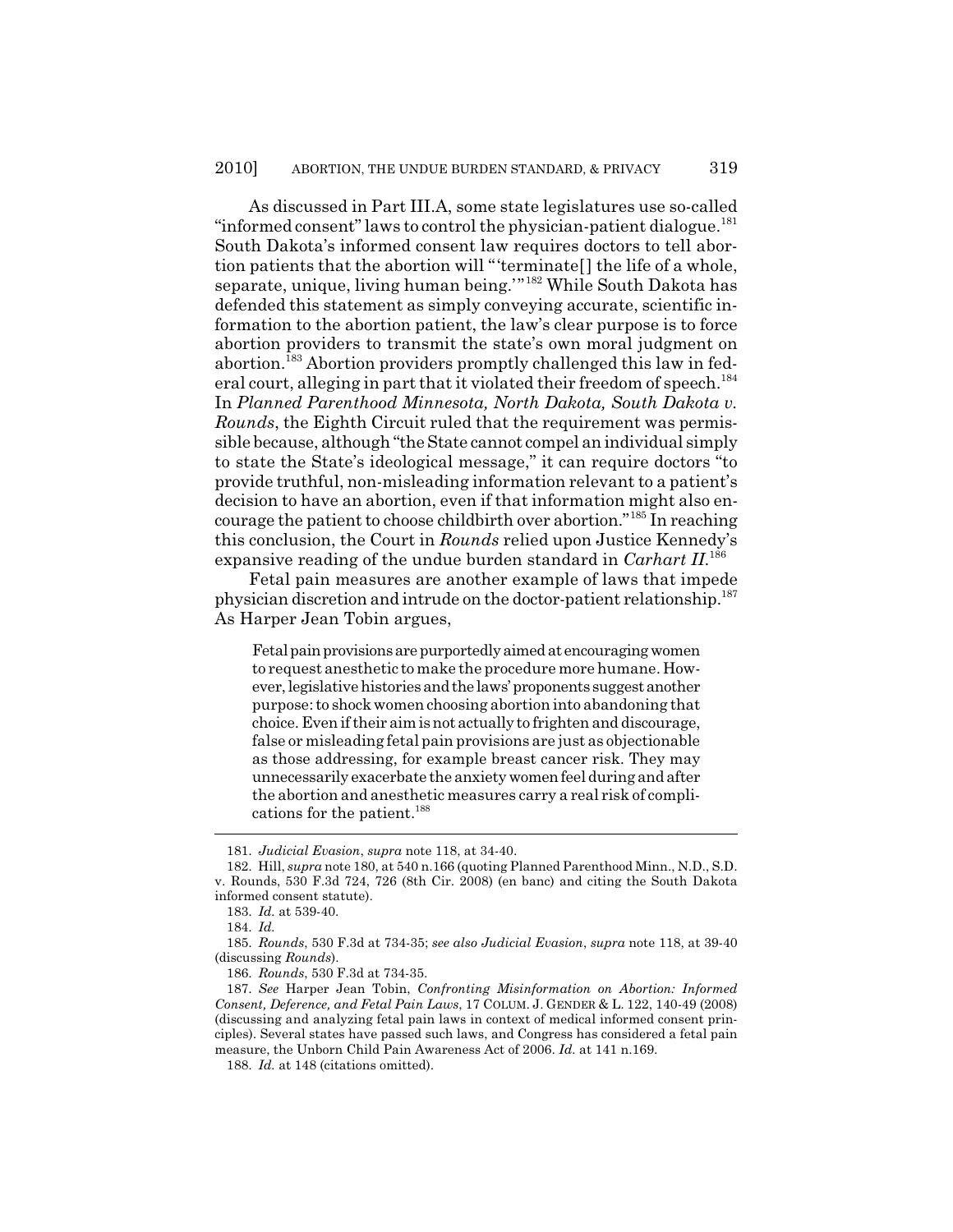As discussed in Part III.A, some state legislatures use so-called "informed consent" laws to control the physician-patient dialogue.[181] South Dakota's informed consent law requires doctors to tell abortion patients that the abortion will "'terminate[] the life of a whole, separate, unique, living human being.'"[182] While South Dakota has defended this statement as simply conveying accurate, scientific information to the abortion patient, the law's clear purpose is to force abortion providers to transmit the state's own moral judgment on abortion.[183] Abortion providers promptly challenged this law in federal court, alleging in part that it violated their freedom of speech.[184] In *Planned Parenthood Minnesota, North Dakota, South Dakota v. Rounds*, the Eighth Circuit ruled that the requirement was permissible because, although "the State cannot compel an individual simply to state the State's ideological message," it can require doctors "to provide truthful, non-misleading information relevant to a patient's decision to have an abortion, even if that information might also encourage the patient to choose childbirth over abortion."[185] In reaching this conclusion, the Court in *Rounds* relied upon Justice Kennedy's expansive reading of the undue burden standard in *Carhart II*.[186]

Fetal pain measures are another example of laws that impede physician discretion and intrude on the doctor-patient relationship.[187] As Harper Jean Tobin argues,

> Fetal pain provisions are purportedly aimed at encouraging women to request anesthetic to make the procedure more humane. However, legislative histories and the laws' proponents suggest another purpose: to shock women choosing abortion into abandoning that choice. Even if their aim is not actually to frighten and discourage, false or misleading fetal pain provisions are just as objectionable as those addressing, for example breast cancer risk. They may unnecessarily exacerbate the anxiety women feel during and after the abortion and anesthetic measures carry a real risk of complications for the patient.[188]

---

181. *Judicial Evasion*, *supra* note 118, at 34-40.

182. Hill, *supra* note 180, at 540 n.166 (quoting Planned Parenthood Minn., N.D., S.D. v. Rounds, 530 F.3d 724, 726 (8th Cir. 2008) (en banc) and citing the South Dakota informed consent statute).

183. *Id.* at 539-40.

184. *Id.*

185. *Rounds*, 530 F.3d at 734-35; *see also Judicial Evasion*, *supra* note 118, at 39-40 (discussing *Rounds*).

186. *Rounds*, 530 F.3d at 734-35.

187. *See* Harper Jean Tobin, *Confronting Misinformation on Abortion: Informed Consent, Deference, and Fetal Pain Laws*, 17 COLUM. J. GENDER & L. 122, 140-49 (2008) (discussing and analyzing fetal pain laws in context of medical informed consent principles). Several states have passed such laws, and Congress has considered a fetal pain measure, the Unborn Child Pain Awareness Act of 2006. *Id.* at 141 n.169.

188. *Id.* at 148 (citations omitted).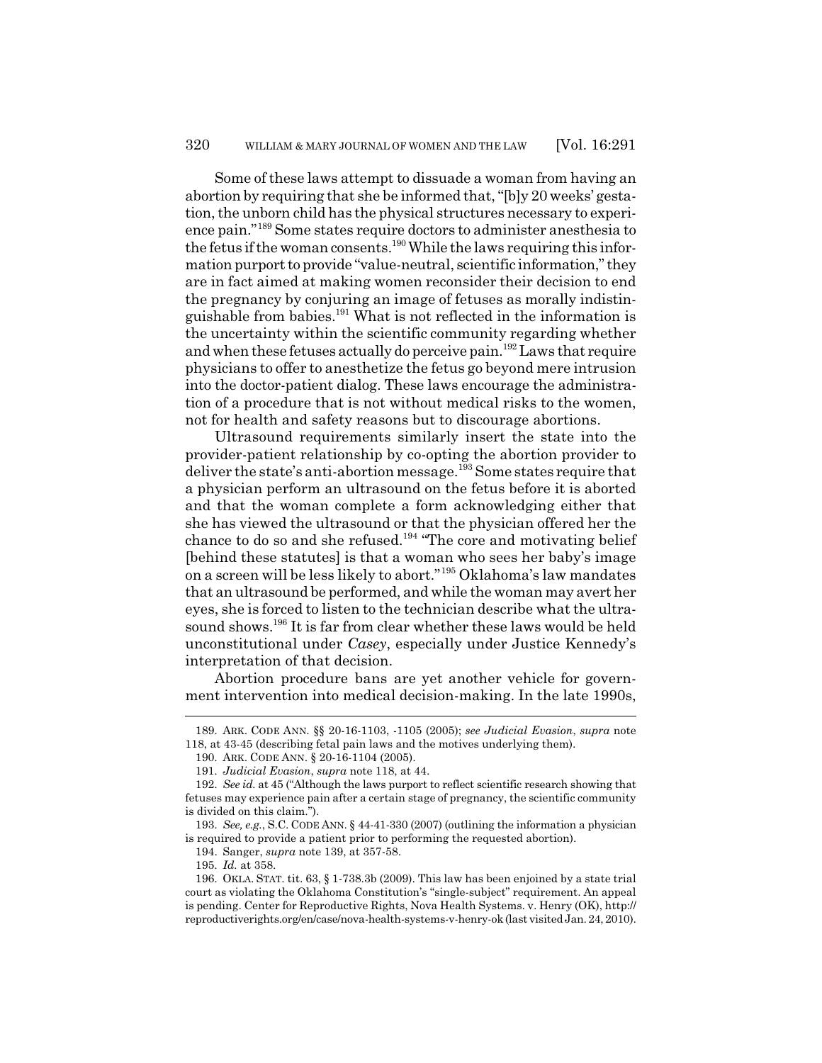Some of these laws attempt to dissuade a woman from having an abortion by requiring that she be informed that, "[b]y 20 weeks' gestation, the unborn child has the physical structures necessary to experience pain."[189] Some states require doctors to administer anesthesia to the fetus if the woman consents.[190] While the laws requiring this information purport to provide "value-neutral, scientific information," they are in fact aimed at making women reconsider their decision to end the pregnancy by conjuring an image of fetuses as morally indistinguishable from babies.[191] What is not reflected in the information is the uncertainty within the scientific community regarding whether and when these fetuses actually do perceive pain.[192] Laws that require physicians to offer to anesthetize the fetus go beyond mere intrusion into the doctor-patient dialog. These laws encourage the administration of a procedure that is not without medical risks to the women, not for health and safety reasons but to discourage abortions.

Ultrasound requirements similarly insert the state into the provider-patient relationship by co-opting the abortion provider to deliver the state's anti-abortion message.[193] Some states require that a physician perform an ultrasound on the fetus before it is aborted and that the woman complete a form acknowledging either that she has viewed the ultrasound or that the physician offered her the chance to do so and she refused.[194] "The core and motivating belief [behind these statutes] is that a woman who sees her baby's image on a screen will be less likely to abort."[195] Oklahoma's law mandates that an ultrasound be performed, and while the woman may avert her eyes, she is forced to listen to the technician describe what the ultrasound shows.[196] It is far from clear whether these laws would be held unconstitutional under *Casey*, especially under Justice Kennedy's interpretation of that decision.

Abortion procedure bans are yet another vehicle for government intervention into medical decision-making. In the late 1990s,

---

189. ARK. CODE ANN. §§ 20-16-1103, -1105 (2005); *see Judicial Evasion*, *supra* note 118, at 43-45 (describing fetal pain laws and the motives underlying them).

190. ARK. CODE ANN. § 20-16-1104 (2005).

191. *Judicial Evasion*, *supra* note 118, at 44.

192. *See id.* at 45 ("Although the laws purport to reflect scientific research showing that fetuses may experience pain after a certain stage of pregnancy, the scientific community is divided on this claim.").

193. *See, e.g.*, S.C. CODE ANN. § 44-41-330 (2007) (outlining the information a physician is required to provide a patient prior to performing the requested abortion).

194. Sanger, *supra* note 139, at 357-58.

195. *Id.* at 358.

196. OKLA. STAT. tit. 63, § 1-738.3b (2009). This law has been enjoined by a state trial court as violating the Oklahoma Constitution's "single-subject" requirement. An appeal is pending. Center for Reproductive Rights, Nova Health Systems. v. Henry (OK), http://reproductiverights.org/en/case/nova-health-systems-v-henry-ok (last visited Jan. 24, 2010).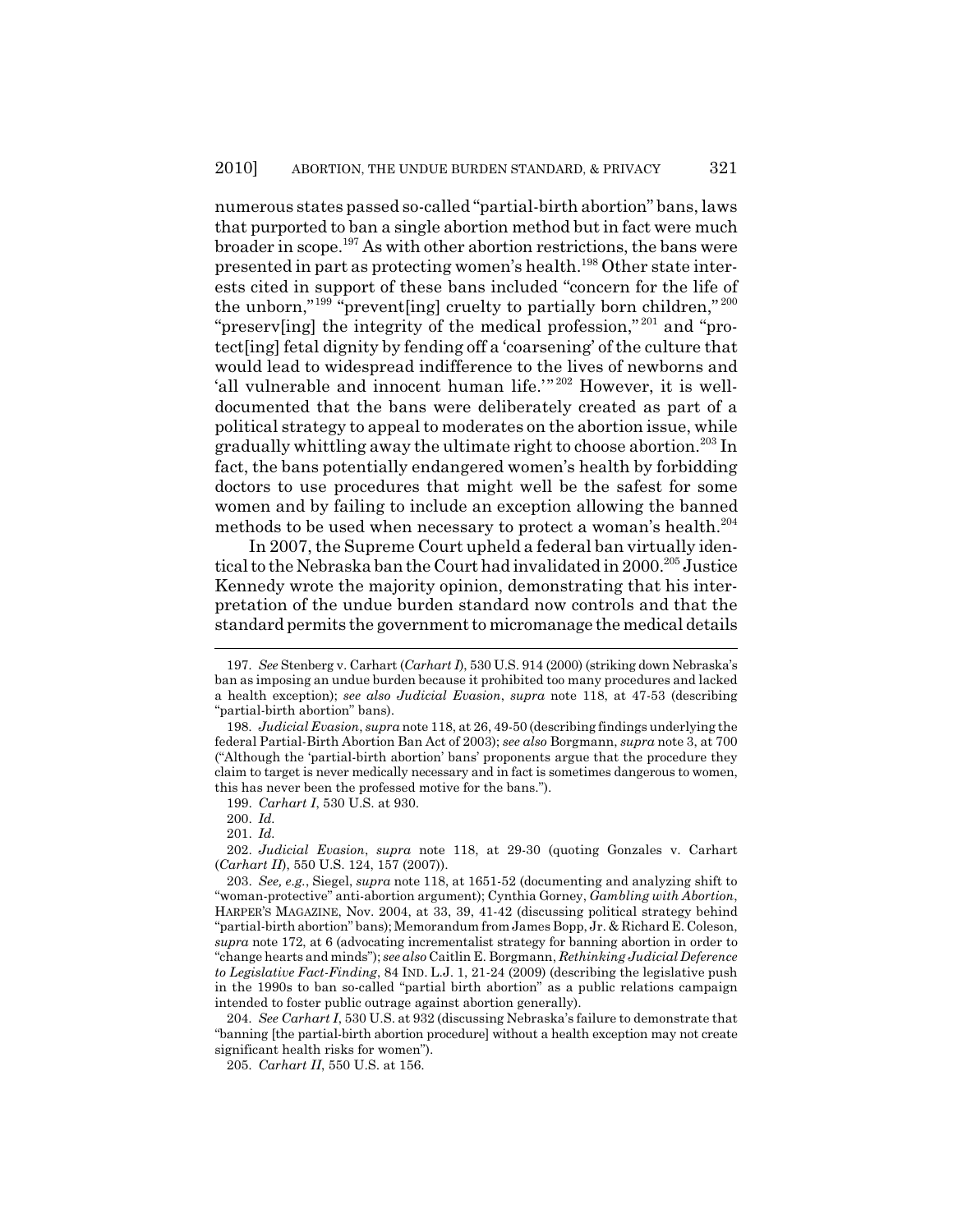numerous states passed so-called "partial-birth abortion" bans, laws that purported to ban a single abortion method but in fact were much broader in scope.[197] As with other abortion restrictions, the bans were presented in part as protecting women's health.[198] Other state interests cited in support of these bans included "concern for the life of the unborn,"[199] "prevent[ing] cruelty to partially born children,"[200] "preserv[ing] the integrity of the medical profession,"[201] and "protect[ing] fetal dignity by fending off a 'coarsening' of the culture that would lead to widespread indifference to the lives of newborns and 'all vulnerable and innocent human life.'"[202] However, it is well-documented that the bans were deliberately created as part of a political strategy to appeal to moderates on the abortion issue, while gradually whittling away the ultimate right to choose abortion.[203] In fact, the bans potentially endangered women's health by forbidding doctors to use procedures that might well be the safest for some women and by failing to include an exception allowing the banned methods to be used when necessary to protect a woman's health.[204]

In 2007, the Supreme Court upheld a federal ban virtually identical to the Nebraska ban the Court had invalidated in 2000.[205] Justice Kennedy wrote the majority opinion, demonstrating that his interpretation of the undue burden standard now controls and that the standard permits the government to micromanage the medical details

---

197. *See* Stenberg v. Carhart (*Carhart I*), 530 U.S. 914 (2000) (striking down Nebraska's ban as imposing an undue burden because it prohibited too many procedures and lacked a health exception); *see also Judicial Evasion*, *supra* note 118, at 47-53 (describing "partial-birth abortion" bans).

198. *Judicial Evasion*, *supra* note 118, at 26, 49-50 (describing findings underlying the federal Partial-Birth Abortion Ban Act of 2003); *see also* Borgmann, *supra* note 3, at 700 ("Although the 'partial-birth abortion' bans' proponents argue that the procedure they claim to target is never medically necessary and in fact is sometimes dangerous to women, this has never been the professed motive for the bans.").

199. *Carhart I*, 530 U.S. at 930.

200. *Id.*

201. *Id.*

202. *Judicial Evasion*, *supra* note 118, at 29-30 (quoting Gonzales v. Carhart (*Carhart II*), 550 U.S. 124, 157 (2007)).

203. *See, e.g.*, Siegel, *supra* note 118, at 1651-52 (documenting and analyzing shift to "woman-protective" anti-abortion argument); Cynthia Gorney, *Gambling with Abortion*, HARPER'S MAGAZINE, Nov. 2004, at 33, 39, 41-42 (discussing political strategy behind "partial-birth abortion" bans); Memorandum from James Bopp, Jr. & Richard E. Coleson, *supra* note 172, at 6 (advocating incrementalist strategy for banning abortion in order to "change hearts and minds"); *see also* Caitlin E. Borgmann, *Rethinking Judicial Deference to Legislative Fact-Finding*, 84 IND. L.J. 1, 21-24 (2009) (describing the legislative push in the 1990s to ban so-called "partial birth abortion" as a public relations campaign intended to foster public outrage against abortion generally).

204. *See Carhart I*, 530 U.S. at 932 (discussing Nebraska's failure to demonstrate that "banning [the partial-birth abortion procedure] without a health exception may not create significant health risks for women").

205. *Carhart II*, 550 U.S. at 156.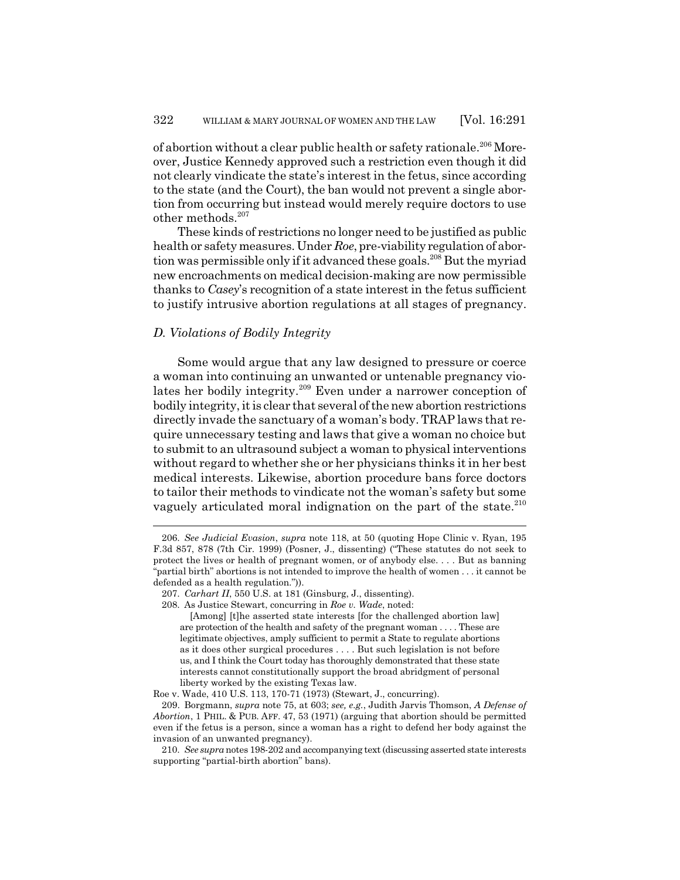of abortion without a clear public health or safety rationale.[206] Moreover, Justice Kennedy approved such a restriction even though it did not clearly vindicate the state's interest in the fetus, since according to the state (and the Court), the ban would not prevent a single abortion from occurring but instead would merely require doctors to use other methods.[207]

These kinds of restrictions no longer need to be justified as public health or safety measures. Under *Roe*, pre-viability regulation of abortion was permissible only if it advanced these goals.[208] But the myriad new encroachments on medical decision-making are now permissible thanks to *Casey*'s recognition of a state interest in the fetus sufficient to justify intrusive abortion regulations at all stages of pregnancy.

### *D. Violations of Bodily Integrity*

Some would argue that any law designed to pressure or coerce a woman into continuing an unwanted or untenable pregnancy violates her bodily integrity.[209] Even under a narrower conception of bodily integrity, it is clear that several of the new abortion restrictions directly invade the sanctuary of a woman's body. TRAP laws that require unnecessary testing and laws that give a woman no choice but to submit to an ultrasound subject a woman to physical interventions without regard to whether she or her physicians thinks it in her best medical interests. Likewise, abortion procedure bans force doctors to tailor their methods to vindicate not the woman's safety but some vaguely articulated moral indignation on the part of the state.[210]

---

206. *See Judicial Evasion*, *supra* note 118, at 50 (quoting Hope Clinic v. Ryan, 195 F.3d 857, 878 (7th Cir. 1999) (Posner, J., dissenting) ("These statutes do not seek to protect the lives or health of pregnant women, or of anybody else. . . . But as banning "partial birth" abortions is not intended to improve the health of women . . . it cannot be defended as a health regulation.")).

207. *Carhart II*, 550 U.S. at 181 (Ginsburg, J., dissenting).

208. As Justice Stewart, concurring in *Roe v. Wade*, noted:

> [Among] [t]he asserted state interests [for the challenged abortion law] are protection of the health and safety of the pregnant woman . . . . These are legitimate objectives, amply sufficient to permit a State to regulate abortions as it does other surgical procedures . . . . But such legislation is not before us, and I think the Court today has thoroughly demonstrated that these state interests cannot constitutionally support the broad abridgment of personal liberty worked by the existing Texas law.

Roe v. Wade, 410 U.S. 113, 170-71 (1973) (Stewart, J., concurring).

209. Borgmann, *supra* note 75, at 603; *see, e.g.*, Judith Jarvis Thomson, *A Defense of Abortion*, 1 PHIL. & PUB. AFF. 47, 53 (1971) (arguing that abortion should be permitted even if the fetus is a person, since a woman has a right to defend her body against the invasion of an unwanted pregnancy).

210. *See supra* notes 198-202 and accompanying text (discussing asserted state interests supporting "partial-birth abortion" bans).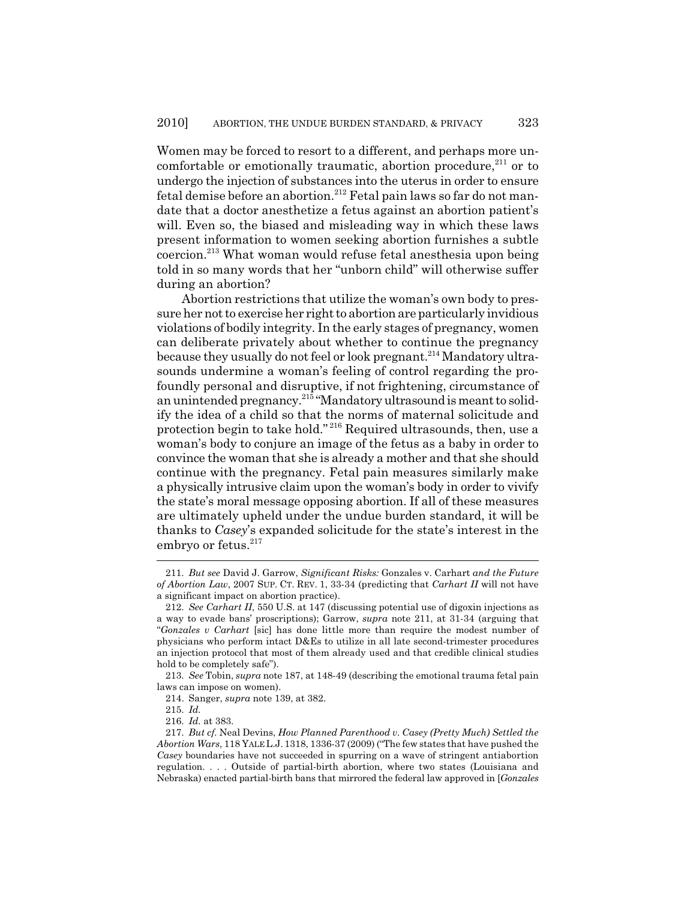Women may be forced to resort to a different, and perhaps more uncomfortable or emotionally traumatic, abortion procedure,[211] or to undergo the injection of substances into the uterus in order to ensure fetal demise before an abortion.[212] Fetal pain laws so far do not mandate that a doctor anesthetize a fetus against an abortion patient's will. Even so, the biased and misleading way in which these laws present information to women seeking abortion furnishes a subtle coercion.[213] What woman would refuse fetal anesthesia upon being told in so many words that her "unborn child" will otherwise suffer during an abortion?

Abortion restrictions that utilize the woman's own body to pressure her not to exercise her right to abortion are particularly invidious violations of bodily integrity. In the early stages of pregnancy, women can deliberate privately about whether to continue the pregnancy because they usually do not feel or look pregnant.[214] Mandatory ultrasounds undermine a woman's feeling of control regarding the profoundly personal and disruptive, if not frightening, circumstance of an unintended pregnancy.[215] "Mandatory ultrasound is meant to solidify the idea of a child so that the norms of maternal solicitude and protection begin to take hold."[216] Required ultrasounds, then, use a woman's body to conjure an image of the fetus as a baby in order to convince the woman that she is already a mother and that she should continue with the pregnancy. Fetal pain measures similarly make a physically intrusive claim upon the woman's body in order to vivify the state's moral message opposing abortion. If all of these measures are ultimately upheld under the undue burden standard, it will be thanks to *Casey*'s expanded solicitude for the state's interest in the embryo or fetus.[217]

---

211. *But see* David J. Garrow, *Significant Risks:* Gonzales v. Carhart *and the Future of Abortion Law*, 2007 SUP. CT. REV. 1, 33-34 (predicting that *Carhart II* will not have a significant impact on abortion practice).

212. *See Carhart II*, 550 U.S. at 147 (discussing potential use of digoxin injections as a way to evade bans' proscriptions); Garrow, *supra* note 211, at 31-34 (arguing that "*Gonzales v Carhart* [sic] has done little more than require the modest number of physicians who perform intact D&Es to utilize in all late second-trimester procedures an injection protocol that most of them already used and that credible clinical studies hold to be completely safe").

213. *See* Tobin, *supra* note 187, at 148-49 (describing the emotional trauma fetal pain laws can impose on women).

214. Sanger, *supra* note 139, at 382.

215. *Id.*

216. *Id.* at 383.

217. *But cf.* Neal Devins, *How Planned Parenthood v. Casey (Pretty Much) Settled the Abortion Wars*, 118 YALE L.J. 1318, 1336-37 (2009) ("The few states that have pushed the *Casey* boundaries have not succeeded in spurring on a wave of stringent antiabortion regulation. . . . Outside of partial-birth abortion, where two states (Louisiana and Nebraska) enacted partial-birth bans that mirrored the federal law approved in [*Gonzales*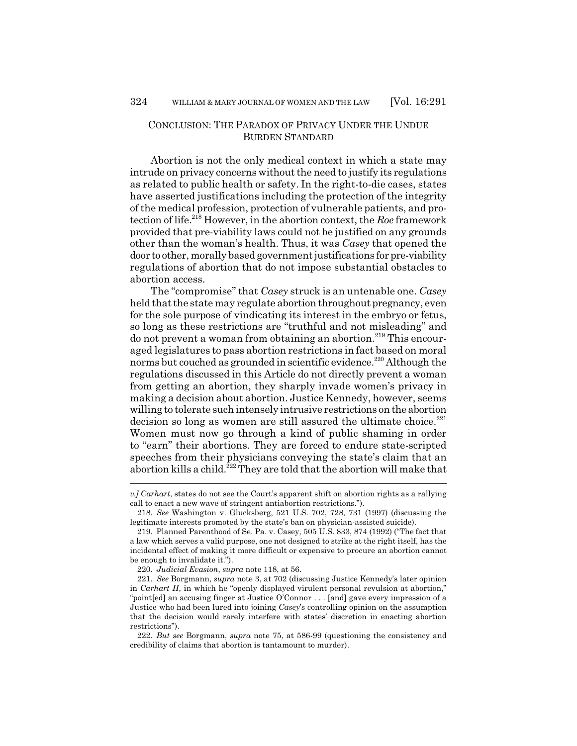## CONCLUSION: THE PARADOX OF PRIVACY UNDER THE UNDUE BURDEN STANDARD

Abortion is not the only medical context in which a state may intrude on privacy concerns without the need to justify its regulations as related to public health or safety. In the right-to-die cases, states have asserted justifications including the protection of the integrity of the medical profession, protection of vulnerable patients, and protection of life.[218] However, in the abortion context, the *Roe* framework provided that pre-viability laws could not be justified on any grounds other than the woman's health. Thus, it was *Casey* that opened the door to other, morally based government justifications for pre-viability regulations of abortion that do not impose substantial obstacles to abortion access.

The "compromise" that *Casey* struck is an untenable one. *Casey* held that the state may regulate abortion throughout pregnancy, even for the sole purpose of vindicating its interest in the embryo or fetus, so long as these restrictions are "truthful and not misleading" and do not prevent a woman from obtaining an abortion.[219] This encouraged legislatures to pass abortion restrictions in fact based on moral norms but couched as grounded in scientific evidence.[220] Although the regulations discussed in this Article do not directly prevent a woman from getting an abortion, they sharply invade women's privacy in making a decision about abortion. Justice Kennedy, however, seems willing to tolerate such intensely intrusive restrictions on the abortion decision so long as women are still assured the ultimate choice.[221] Women must now go through a kind of public shaming in order to "earn" their abortions. They are forced to endure state-scripted speeches from their physicians conveying the state's claim that an abortion kills a child.[222] They are told that the abortion will make that

---

*v.] Carhart*, states do not see the Court's apparent shift on abortion rights as a rallying call to enact a new wave of stringent antiabortion restrictions.").

218. *See* Washington v. Glucksberg, 521 U.S. 702, 728, 731 (1997) (discussing the legitimate interests promoted by the state's ban on physician-assisted suicide).

219. Planned Parenthood of Se. Pa. v. Casey, 505 U.S. 833, 874 (1992) ("The fact that a law which serves a valid purpose, one not designed to strike at the right itself, has the incidental effect of making it more difficult or expensive to procure an abortion cannot be enough to invalidate it.").

220. *Judicial Evasion*, *supra* note 118, at 56.

221. *See* Borgmann, *supra* note 3, at 702 (discussing Justice Kennedy's later opinion in *Carhart II*, in which he "openly displayed virulent personal revulsion at abortion," "point[ed] an accusing finger at Justice O'Connor . . . [and] gave every impression of a Justice who had been lured into joining *Casey*'s controlling opinion on the assumption that the decision would rarely interfere with states' discretion in enacting abortion restrictions").

222. *But see* Borgmann, *supra* note 75, at 586-99 (questioning the consistency and credibility of claims that abortion is tantamount to murder).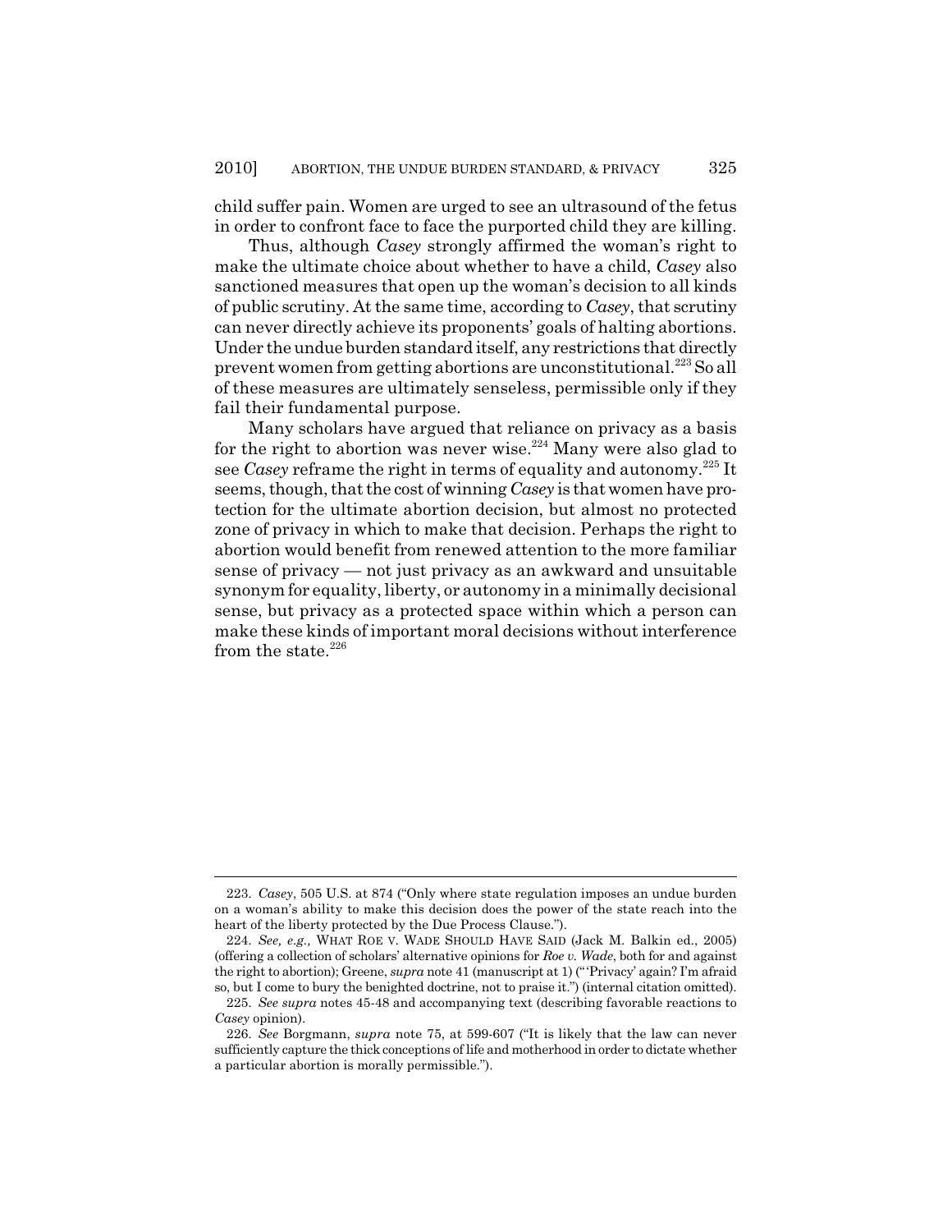child suffer pain. Women are urged to see an ultrasound of the fetus in order to confront face to face the purported child they are killing.

Thus, although *Casey* strongly affirmed the woman's right to make the ultimate choice about whether to have a child, *Casey* also sanctioned measures that open up the woman's decision to all kinds of public scrutiny. At the same time, according to *Casey*, that scrutiny can never directly achieve its proponents' goals of halting abortions. Under the undue burden standard itself, any restrictions that directly prevent women from getting abortions are unconstitutional.[223] So all of these measures are ultimately senseless, permissible only if they fail their fundamental purpose.

Many scholars have argued that reliance on privacy as a basis for the right to abortion was never wise.[224] Many were also glad to see *Casey* reframe the right in terms of equality and autonomy.[225] It seems, though, that the cost of winning *Casey* is that women have protection for the ultimate abortion decision, but almost no protected zone of privacy in which to make that decision. Perhaps the right to abortion would benefit from renewed attention to the more familiar sense of privacy — not just privacy as an awkward and unsuitable synonym for equality, liberty, or autonomy in a minimally decisional sense, but privacy as a protected space within which a person can make these kinds of important moral decisions without interference from the state.[226]

---

223. *Casey*, 505 U.S. at 874 ("Only where state regulation imposes an undue burden on a woman's ability to make this decision does the power of the state reach into the heart of the liberty protected by the Due Process Clause.").

224. *See, e.g.,* WHAT ROE V. WADE SHOULD HAVE SAID (Jack M. Balkin ed., 2005) (offering a collection of scholars' alternative opinions for *Roe v. Wade*, both for and against the right to abortion); Greene, *supra* note 41 (manuscript at 1) ("'Privacy' again? I'm afraid so, but I come to bury the benighted doctrine, not to praise it.") (internal citation omitted).

225. *See supra* notes 45-48 and accompanying text (describing favorable reactions to *Casey* opinion).

226. *See* Borgmann, *supra* note 75, at 599-607 ("It is likely that the law can never sufficiently capture the thick conceptions of life and motherhood in order to dictate whether a particular abortion is morally permissible.").